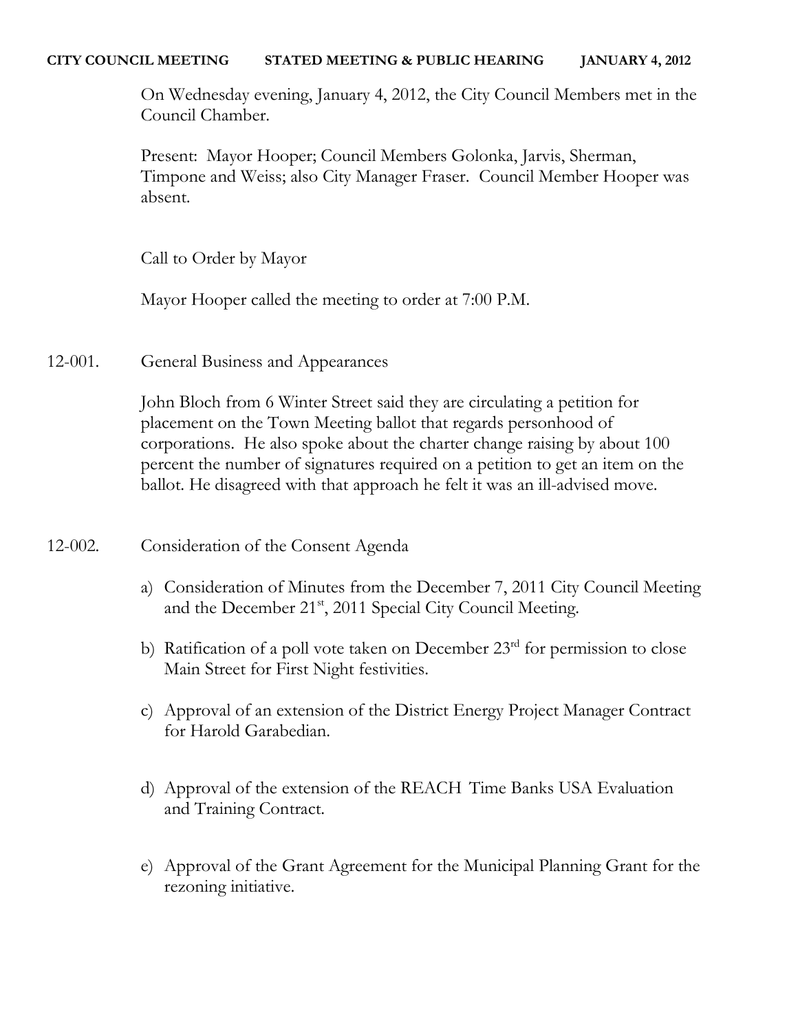**CITY COUNCIL MEETING STATED MEETING & PUBLIC HEARING JANUARY 4, 2012**

On Wednesday evening, January 4, 2012, the City Council Members met in the Council Chamber.

Present: Mayor Hooper; Council Members Golonka, Jarvis, Sherman, Timpone and Weiss; also City Manager Fraser. Council Member Hooper was absent.

Call to Order by Mayor

Mayor Hooper called the meeting to order at 7:00 P.M.

12-001. General Business and Appearances

John Bloch from 6 Winter Street said they are circulating a petition for placement on the Town Meeting ballot that regards personhood of corporations. He also spoke about the charter change raising by about 100 percent the number of signatures required on a petition to get an item on the ballot. He disagreed with that approach he felt it was an ill-advised move.

12-002. Consideration of the Consent Agenda

a) Consideration of Minutes from the December 7, 2011 City Council Meeting and the December 21st, 2011 Special City Council Meeting.

b) Ratification of a poll vote taken on December 23rd for permission to close Main Street for First Night festivities.

c) Approval of an extension of the District Energy Project Manager Contract for Harold Garabedian.

d) Approval of the extension of the REACH Time Banks USA Evaluation and Training Contract.

e) Approval of the Grant Agreement for the Municipal Planning Grant for the rezoning initiative.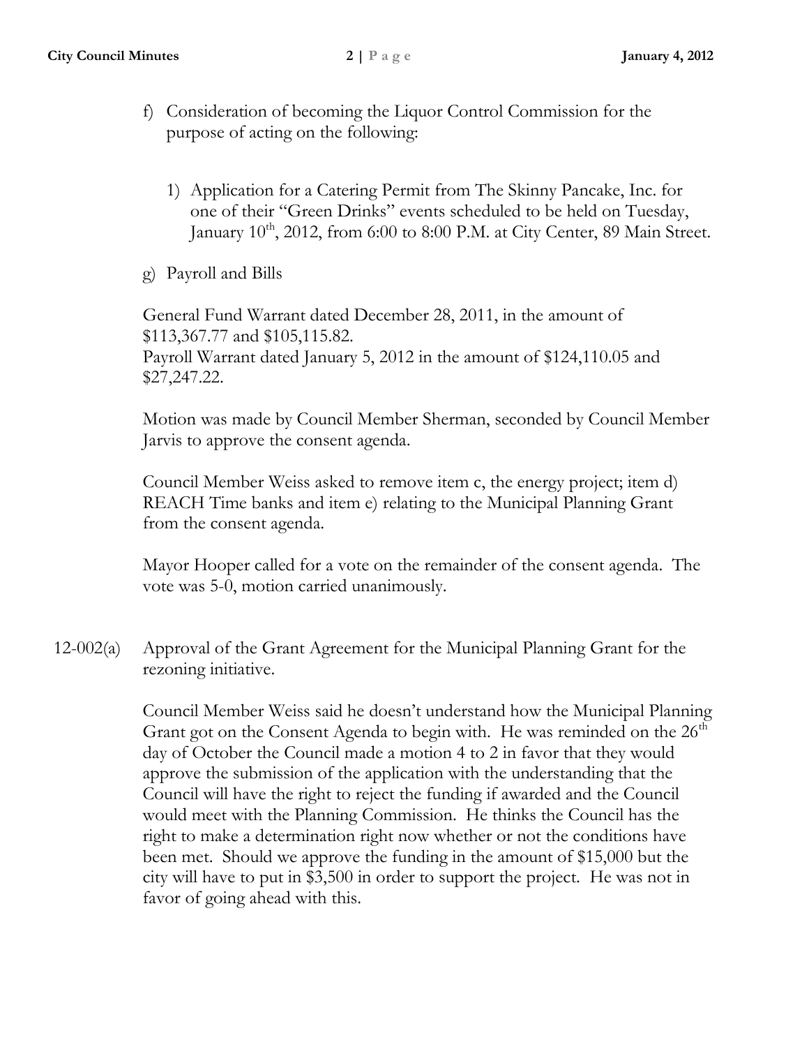f) Consideration of becoming the Liquor Control Commission for the purpose of acting on the following:

   1) Application for a Catering Permit from The Skinny Pancake, Inc. for one of their "Green Drinks" events scheduled to be held on Tuesday, January 10th, 2012, from 6:00 to 8:00 P.M. at City Center, 89 Main Street.

g) Payroll and Bills

General Fund Warrant dated December 28, 2011, in the amount of $113,367.77 and $105,115.82.
Payroll Warrant dated January 5, 2012 in the amount of $124,110.05 and $27,247.22.

Motion was made by Council Member Sherman, seconded by Council Member Jarvis to approve the consent agenda.

Council Member Weiss asked to remove item c, the energy project; item d) REACH Time banks and item e) relating to the Municipal Planning Grant from the consent agenda.

Mayor Hooper called for a vote on the remainder of the consent agenda. The vote was 5-0, motion carried unanimously.

12-002(a) Approval of the Grant Agreement for the Municipal Planning Grant for the rezoning initiative.

Council Member Weiss said he doesn't understand how the Municipal Planning Grant got on the Consent Agenda to begin with. He was reminded on the 26th day of October the Council made a motion 4 to 2 in favor that they would approve the submission of the application with the understanding that the Council will have the right to reject the funding if awarded and the Council would meet with the Planning Commission. He thinks the Council has the right to make a determination right now whether or not the conditions have been met. Should we approve the funding in the amount of $15,000 but the city will have to put in $3,500 in order to support the project. He was not in favor of going ahead with this.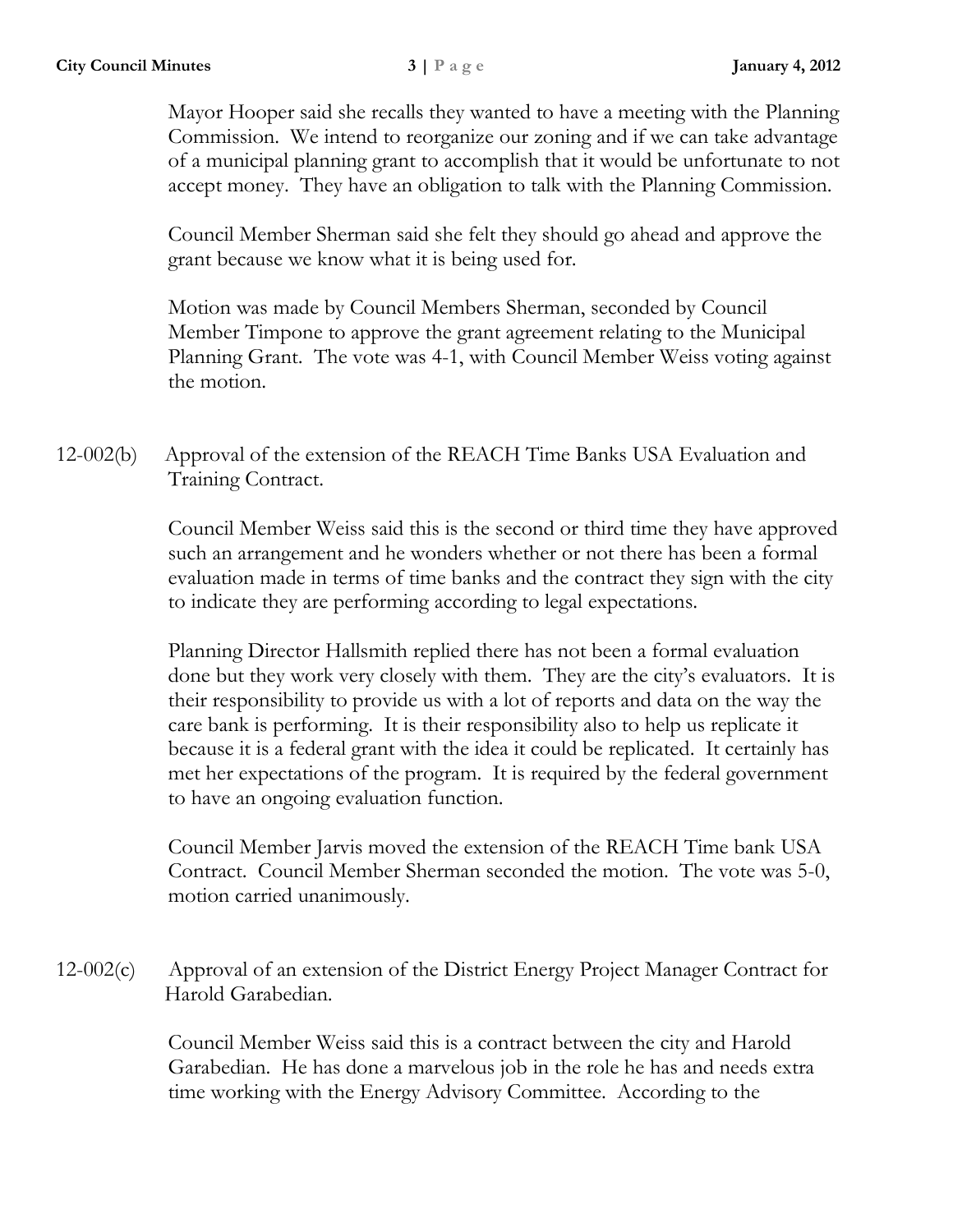Mayor Hooper said she recalls they wanted to have a meeting with the Planning Commission. We intend to reorganize our zoning and if we can take advantage of a municipal planning grant to accomplish that it would be unfortunate to not accept money. They have an obligation to talk with the Planning Commission.

Council Member Sherman said she felt they should go ahead and approve the grant because we know what it is being used for.

Motion was made by Council Members Sherman, seconded by Council Member Timpone to approve the grant agreement relating to the Municipal Planning Grant. The vote was 4-1, with Council Member Weiss voting against the motion.

12-002(b) Approval of the extension of the REACH Time Banks USA Evaluation and Training Contract.

Council Member Weiss said this is the second or third time they have approved such an arrangement and he wonders whether or not there has been a formal evaluation made in terms of time banks and the contract they sign with the city to indicate they are performing according to legal expectations.

Planning Director Hallsmith replied there has not been a formal evaluation done but they work very closely with them. They are the city's evaluators. It is their responsibility to provide us with a lot of reports and data on the way the care bank is performing. It is their responsibility also to help us replicate it because it is a federal grant with the idea it could be replicated. It certainly has met her expectations of the program. It is required by the federal government to have an ongoing evaluation function.

Council Member Jarvis moved the extension of the REACH Time bank USA Contract. Council Member Sherman seconded the motion. The vote was 5-0, motion carried unanimously.

12-002(c) Approval of an extension of the District Energy Project Manager Contract for Harold Garabedian.

Council Member Weiss said this is a contract between the city and Harold Garabedian. He has done a marvelous job in the role he has and needs extra time working with the Energy Advisory Committee. According to the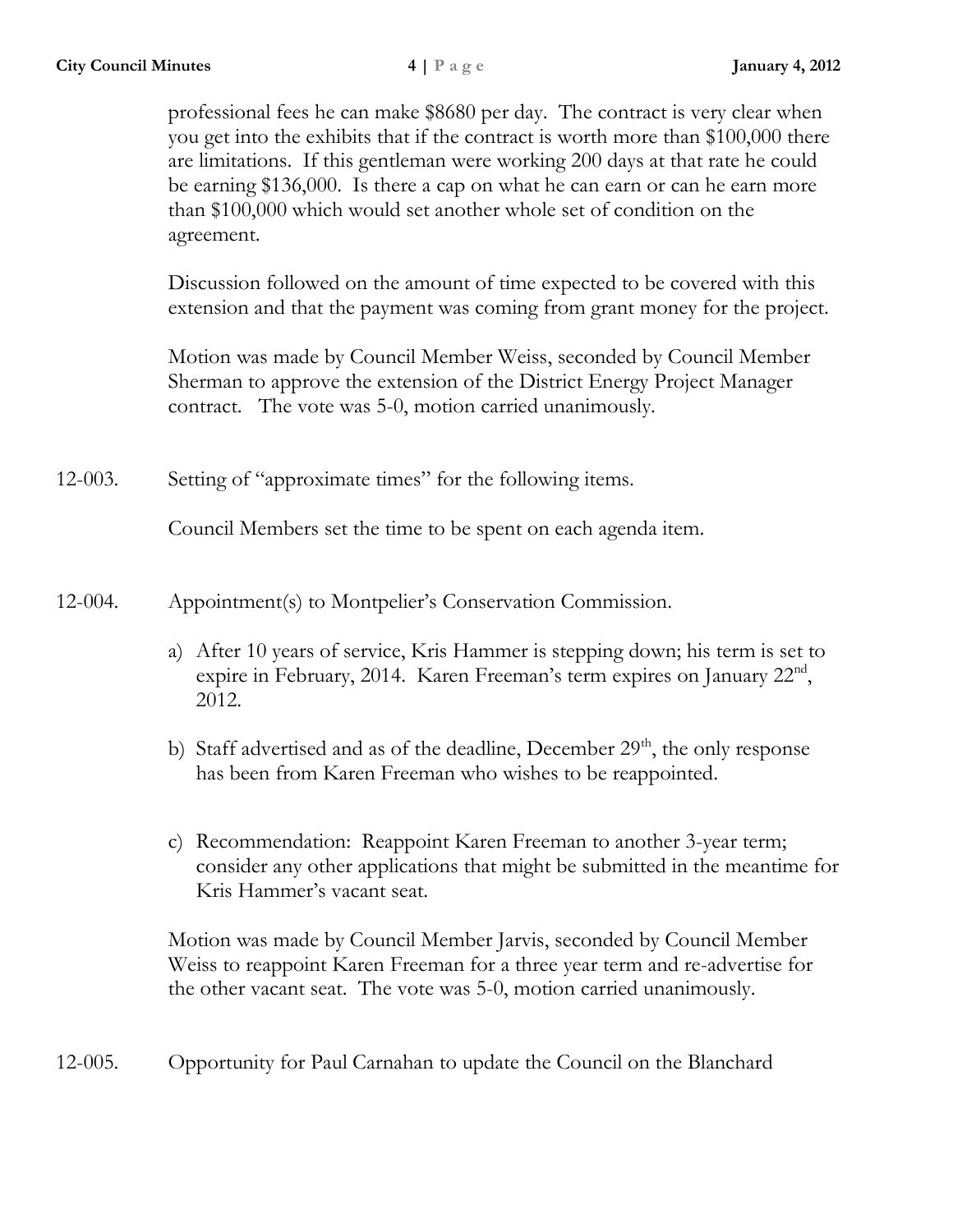professional fees he can make $8680 per day. The contract is very clear when you get into the exhibits that if the contract is worth more than $100,000 there are limitations. If this gentleman were working 200 days at that rate he could be earning $136,000. Is there a cap on what he can earn or can he earn more than $100,000 which would set another whole set of condition on the agreement.

Discussion followed on the amount of time expected to be covered with this extension and that the payment was coming from grant money for the project.

Motion was made by Council Member Weiss, seconded by Council Member Sherman to approve the extension of the District Energy Project Manager contract. The vote was 5-0, motion carried unanimously.

12-003. Setting of "approximate times" for the following items.

Council Members set the time to be spent on each agenda item.

12-004. Appointment(s) to Montpelier's Conservation Commission.

a) After 10 years of service, Kris Hammer is stepping down; his term is set to expire in February, 2014. Karen Freeman's term expires on January 22nd, 2012.

b) Staff advertised and as of the deadline, December 29th, the only response has been from Karen Freeman who wishes to be reappointed.

c) Recommendation: Reappoint Karen Freeman to another 3-year term; consider any other applications that might be submitted in the meantime for Kris Hammer's vacant seat.

Motion was made by Council Member Jarvis, seconded by Council Member Weiss to reappoint Karen Freeman for a three year term and re-advertise for the other vacant seat. The vote was 5-0, motion carried unanimously.

12-005. Opportunity for Paul Carnahan to update the Council on the Blanchard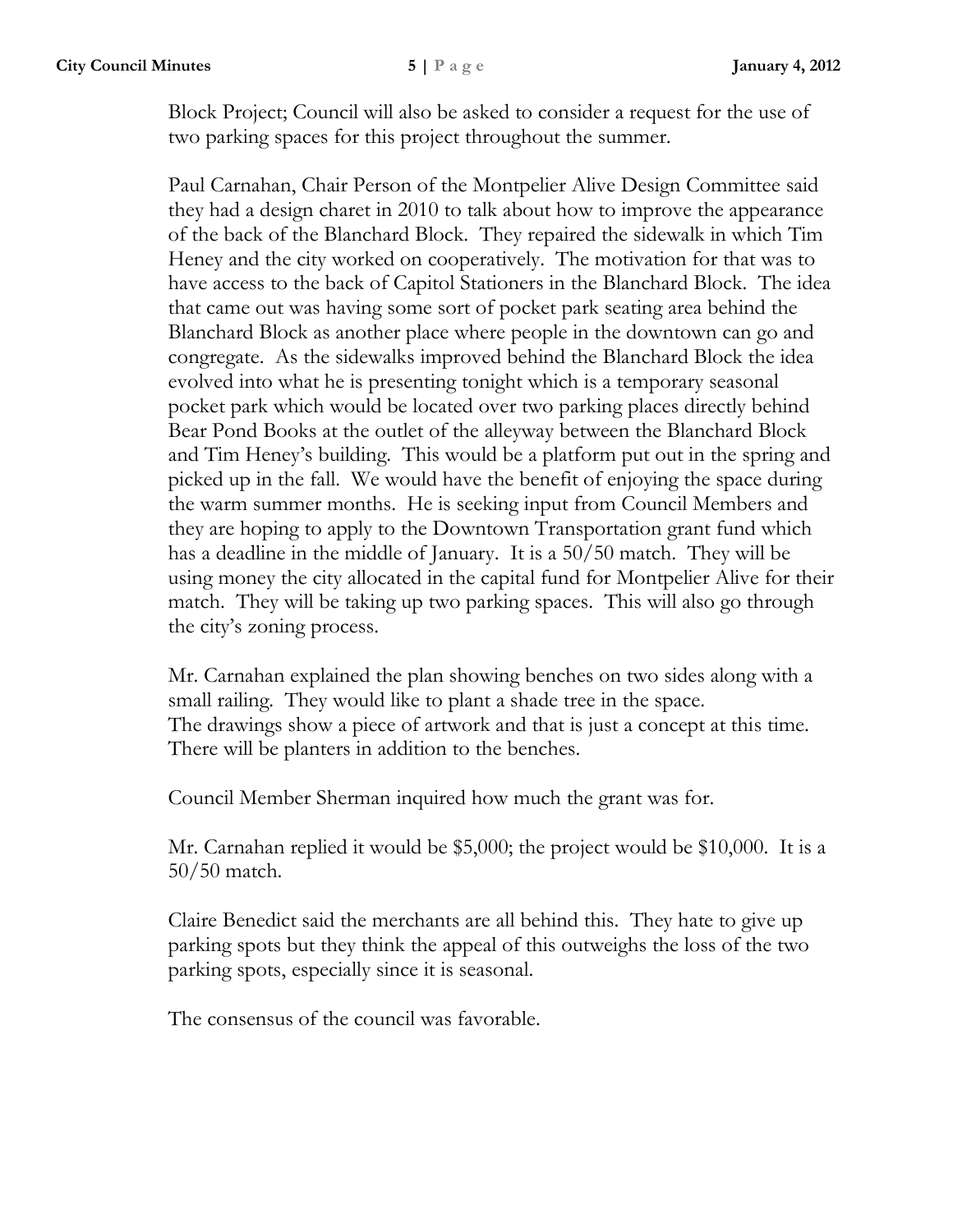Block Project; Council will also be asked to consider a request for the use of two parking spaces for this project throughout the summer.

Paul Carnahan, Chair Person of the Montpelier Alive Design Committee said they had a design charet in 2010 to talk about how to improve the appearance of the back of the Blanchard Block. They repaired the sidewalk in which Tim Heney and the city worked on cooperatively. The motivation for that was to have access to the back of Capitol Stationers in the Blanchard Block. The idea that came out was having some sort of pocket park seating area behind the Blanchard Block as another place where people in the downtown can go and congregate. As the sidewalks improved behind the Blanchard Block the idea evolved into what he is presenting tonight which is a temporary seasonal pocket park which would be located over two parking places directly behind Bear Pond Books at the outlet of the alleyway between the Blanchard Block and Tim Heney's building. This would be a platform put out in the spring and picked up in the fall. We would have the benefit of enjoying the space during the warm summer months. He is seeking input from Council Members and they are hoping to apply to the Downtown Transportation grant fund which has a deadline in the middle of January. It is a 50/50 match. They will be using money the city allocated in the capital fund for Montpelier Alive for their match. They will be taking up two parking spaces. This will also go through the city's zoning process.

Mr. Carnahan explained the plan showing benches on two sides along with a small railing. They would like to plant a shade tree in the space. The drawings show a piece of artwork and that is just a concept at this time. There will be planters in addition to the benches.

Council Member Sherman inquired how much the grant was for.

Mr. Carnahan replied it would be $5,000; the project would be $10,000. It is a 50/50 match.

Claire Benedict said the merchants are all behind this. They hate to give up parking spots but they think the appeal of this outweighs the loss of the two parking spots, especially since it is seasonal.

The consensus of the council was favorable.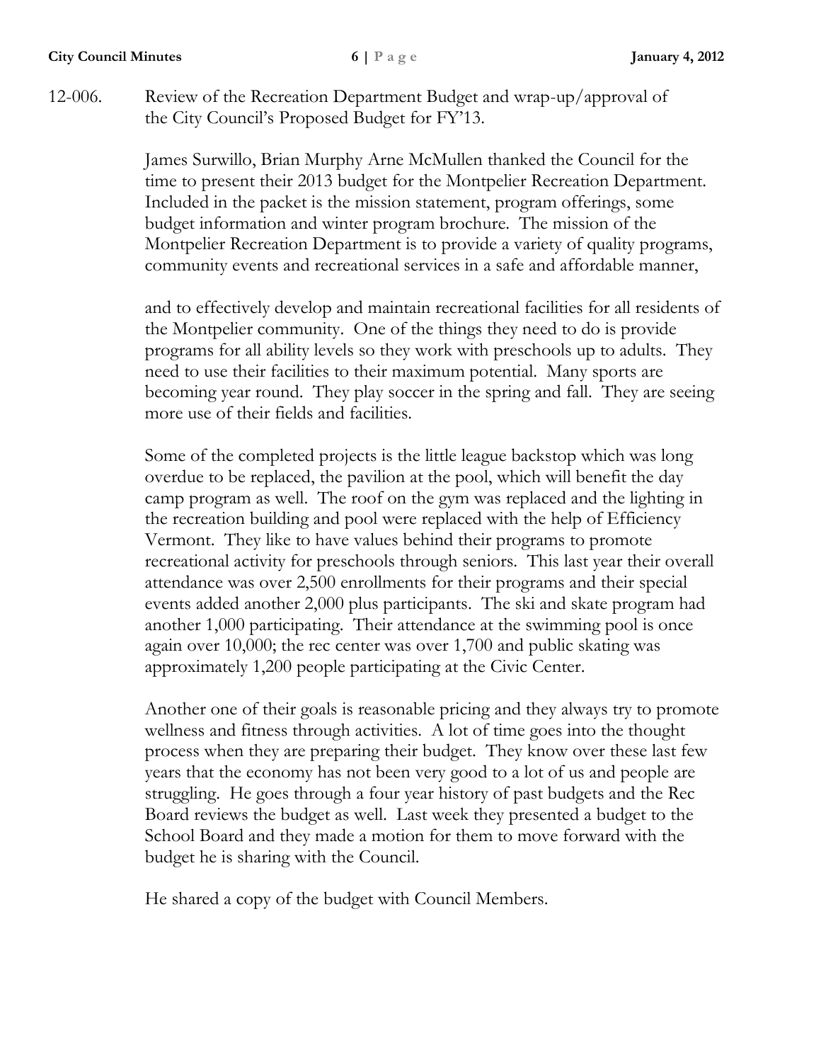12-006. Review of the Recreation Department Budget and wrap-up/approval of the City Council's Proposed Budget for FY'13.

James Surwillo, Brian Murphy Arne McMullen thanked the Council for the time to present their 2013 budget for the Montpelier Recreation Department. Included in the packet is the mission statement, program offerings, some budget information and winter program brochure. The mission of the Montpelier Recreation Department is to provide a variety of quality programs, community events and recreational services in a safe and affordable manner,

and to effectively develop and maintain recreational facilities for all residents of the Montpelier community. One of the things they need to do is provide programs for all ability levels so they work with preschools up to adults. They need to use their facilities to their maximum potential. Many sports are becoming year round. They play soccer in the spring and fall. They are seeing more use of their fields and facilities.

Some of the completed projects is the little league backstop which was long overdue to be replaced, the pavilion at the pool, which will benefit the day camp program as well. The roof on the gym was replaced and the lighting in the recreation building and pool were replaced with the help of Efficiency Vermont. They like to have values behind their programs to promote recreational activity for preschools through seniors. This last year their overall attendance was over 2,500 enrollments for their programs and their special events added another 2,000 plus participants. The ski and skate program had another 1,000 participating. Their attendance at the swimming pool is once again over 10,000; the rec center was over 1,700 and public skating was approximately 1,200 people participating at the Civic Center.

Another one of their goals is reasonable pricing and they always try to promote wellness and fitness through activities. A lot of time goes into the thought process when they are preparing their budget. They know over these last few years that the economy has not been very good to a lot of us and people are struggling. He goes through a four year history of past budgets and the Rec Board reviews the budget as well. Last week they presented a budget to the School Board and they made a motion for them to move forward with the budget he is sharing with the Council.

He shared a copy of the budget with Council Members.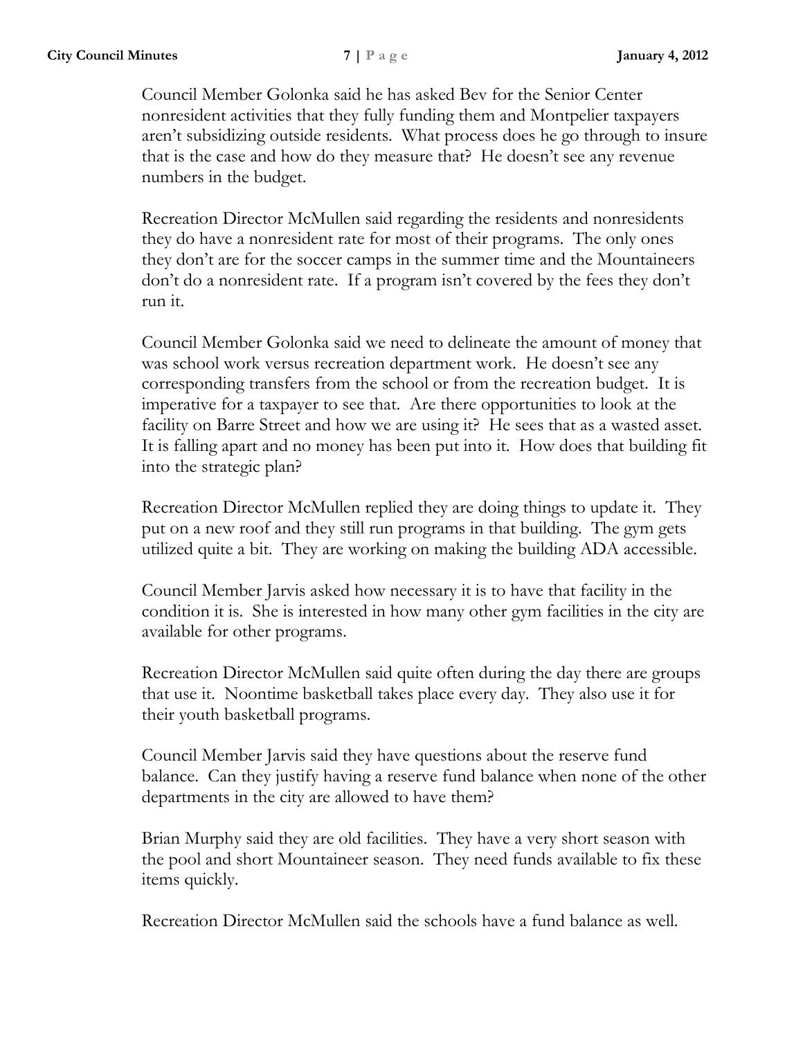Council Member Golonka said he has asked Bev for the Senior Center nonresident activities that they fully funding them and Montpelier taxpayers aren't subsidizing outside residents. What process does he go through to insure that is the case and how do they measure that? He doesn't see any revenue numbers in the budget.

Recreation Director McMullen said regarding the residents and nonresidents they do have a nonresident rate for most of their programs. The only ones they don't are for the soccer camps in the summer time and the Mountaineers don't do a nonresident rate. If a program isn't covered by the fees they don't run it.

Council Member Golonka said we need to delineate the amount of money that was school work versus recreation department work. He doesn't see any corresponding transfers from the school or from the recreation budget. It is imperative for a taxpayer to see that. Are there opportunities to look at the facility on Barre Street and how we are using it? He sees that as a wasted asset. It is falling apart and no money has been put into it. How does that building fit into the strategic plan?

Recreation Director McMullen replied they are doing things to update it. They put on a new roof and they still run programs in that building. The gym gets utilized quite a bit. They are working on making the building ADA accessible.

Council Member Jarvis asked how necessary it is to have that facility in the condition it is. She is interested in how many other gym facilities in the city are available for other programs.

Recreation Director McMullen said quite often during the day there are groups that use it. Noontime basketball takes place every day. They also use it for their youth basketball programs.

Council Member Jarvis said they have questions about the reserve fund balance. Can they justify having a reserve fund balance when none of the other departments in the city are allowed to have them?

Brian Murphy said they are old facilities. They have a very short season with the pool and short Mountaineer season. They need funds available to fix these items quickly.

Recreation Director McMullen said the schools have a fund balance as well.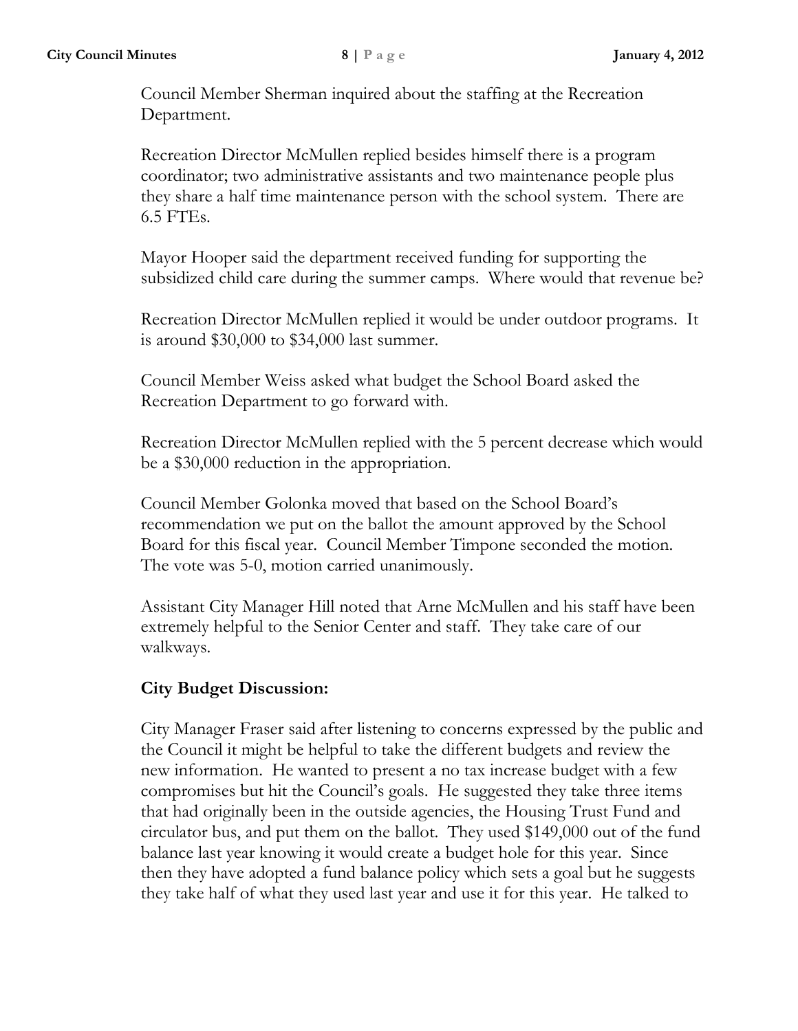Council Member Sherman inquired about the staffing at the Recreation Department.

Recreation Director McMullen replied besides himself there is a program coordinator; two administrative assistants and two maintenance people plus they share a half time maintenance person with the school system. There are 6.5 FTEs.

Mayor Hooper said the department received funding for supporting the subsidized child care during the summer camps. Where would that revenue be?

Recreation Director McMullen replied it would be under outdoor programs. It is around $30,000 to $34,000 last summer.

Council Member Weiss asked what budget the School Board asked the Recreation Department to go forward with.

Recreation Director McMullen replied with the 5 percent decrease which would be a $30,000 reduction in the appropriation.

Council Member Golonka moved that based on the School Board's recommendation we put on the ballot the amount approved by the School Board for this fiscal year. Council Member Timpone seconded the motion. The vote was 5-0, motion carried unanimously.

Assistant City Manager Hill noted that Arne McMullen and his staff have been extremely helpful to the Senior Center and staff. They take care of our walkways.

**City Budget Discussion:**

City Manager Fraser said after listening to concerns expressed by the public and the Council it might be helpful to take the different budgets and review the new information. He wanted to present a no tax increase budget with a few compromises but hit the Council's goals. He suggested they take three items that had originally been in the outside agencies, the Housing Trust Fund and circulator bus, and put them on the ballot. They used $149,000 out of the fund balance last year knowing it would create a budget hole for this year. Since then they have adopted a fund balance policy which sets a goal but he suggests they take half of what they used last year and use it for this year. He talked to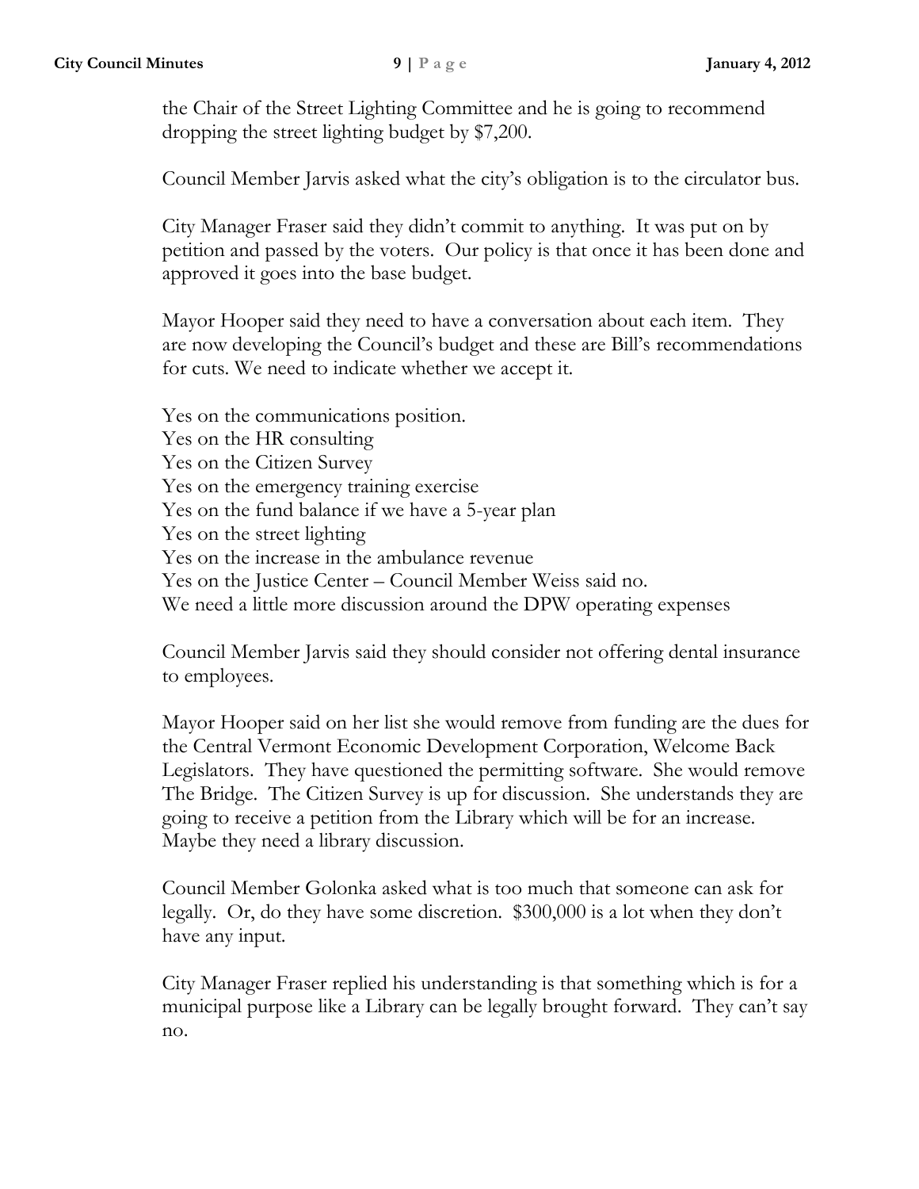the Chair of the Street Lighting Committee and he is going to recommend dropping the street lighting budget by $7,200.

Council Member Jarvis asked what the city's obligation is to the circulator bus.

City Manager Fraser said they didn't commit to anything. It was put on by petition and passed by the voters. Our policy is that once it has been done and approved it goes into the base budget.

Mayor Hooper said they need to have a conversation about each item. They are now developing the Council's budget and these are Bill's recommendations for cuts. We need to indicate whether we accept it.

Yes on the communications position.
Yes on the HR consulting
Yes on the Citizen Survey
Yes on the emergency training exercise
Yes on the fund balance if we have a 5-year plan
Yes on the street lighting
Yes on the increase in the ambulance revenue
Yes on the Justice Center – Council Member Weiss said no.
We need a little more discussion around the DPW operating expenses

Council Member Jarvis said they should consider not offering dental insurance to employees.

Mayor Hooper said on her list she would remove from funding are the dues for the Central Vermont Economic Development Corporation, Welcome Back Legislators. They have questioned the permitting software. She would remove The Bridge. The Citizen Survey is up for discussion. She understands they are going to receive a petition from the Library which will be for an increase. Maybe they need a library discussion.

Council Member Golonka asked what is too much that someone can ask for legally. Or, do they have some discretion. $300,000 is a lot when they don't have any input.

City Manager Fraser replied his understanding is that something which is for a municipal purpose like a Library can be legally brought forward. They can't say no.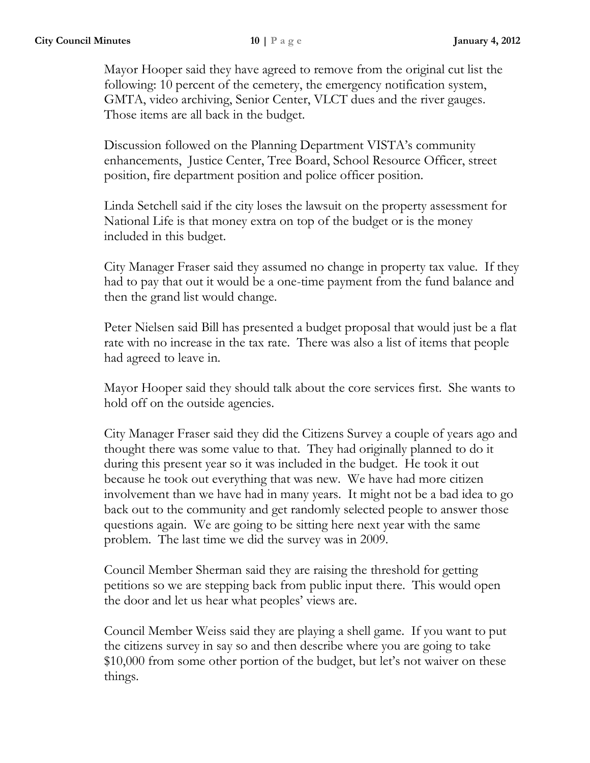Mayor Hooper said they have agreed to remove from the original cut list the following: 10 percent of the cemetery, the emergency notification system, GMTA, video archiving, Senior Center, VLCT dues and the river gauges. Those items are all back in the budget.

Discussion followed on the Planning Department VISTA's community enhancements, Justice Center, Tree Board, School Resource Officer, street position, fire department position and police officer position.

Linda Setchell said if the city loses the lawsuit on the property assessment for National Life is that money extra on top of the budget or is the money included in this budget.

City Manager Fraser said they assumed no change in property tax value. If they had to pay that out it would be a one-time payment from the fund balance and then the grand list would change.

Peter Nielsen said Bill has presented a budget proposal that would just be a flat rate with no increase in the tax rate. There was also a list of items that people had agreed to leave in.

Mayor Hooper said they should talk about the core services first. She wants to hold off on the outside agencies.

City Manager Fraser said they did the Citizens Survey a couple of years ago and thought there was some value to that. They had originally planned to do it during this present year so it was included in the budget. He took it out because he took out everything that was new. We have had more citizen involvement than we have had in many years. It might not be a bad idea to go back out to the community and get randomly selected people to answer those questions again. We are going to be sitting here next year with the same problem. The last time we did the survey was in 2009.

Council Member Sherman said they are raising the threshold for getting petitions so we are stepping back from public input there. This would open the door and let us hear what peoples' views are.

Council Member Weiss said they are playing a shell game. If you want to put the citizens survey in say so and then describe where you are going to take $10,000 from some other portion of the budget, but let's not waiver on these things.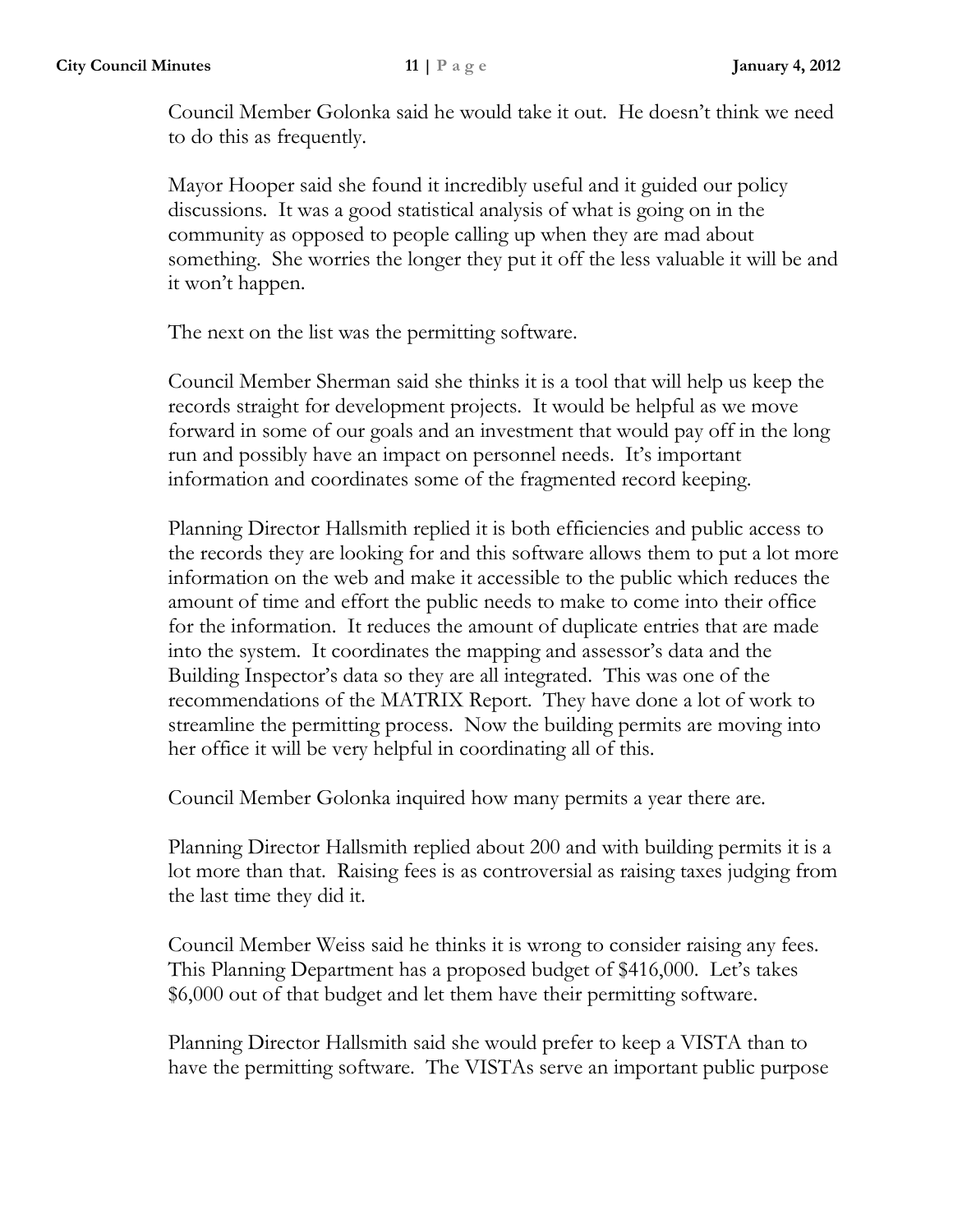Council Member Golonka said he would take it out. He doesn't think we need to do this as frequently.

Mayor Hooper said she found it incredibly useful and it guided our policy discussions. It was a good statistical analysis of what is going on in the community as opposed to people calling up when they are mad about something. She worries the longer they put it off the less valuable it will be and it won't happen.

The next on the list was the permitting software.

Council Member Sherman said she thinks it is a tool that will help us keep the records straight for development projects. It would be helpful as we move forward in some of our goals and an investment that would pay off in the long run and possibly have an impact on personnel needs. It's important information and coordinates some of the fragmented record keeping.

Planning Director Hallsmith replied it is both efficiencies and public access to the records they are looking for and this software allows them to put a lot more information on the web and make it accessible to the public which reduces the amount of time and effort the public needs to make to come into their office for the information. It reduces the amount of duplicate entries that are made into the system. It coordinates the mapping and assessor's data and the Building Inspector's data so they are all integrated. This was one of the recommendations of the MATRIX Report. They have done a lot of work to streamline the permitting process. Now the building permits are moving into her office it will be very helpful in coordinating all of this.

Council Member Golonka inquired how many permits a year there are.

Planning Director Hallsmith replied about 200 and with building permits it is a lot more than that. Raising fees is as controversial as raising taxes judging from the last time they did it.

Council Member Weiss said he thinks it is wrong to consider raising any fees. This Planning Department has a proposed budget of $416,000. Let's takes $6,000 out of that budget and let them have their permitting software.

Planning Director Hallsmith said she would prefer to keep a VISTA than to have the permitting software. The VISTAs serve an important public purpose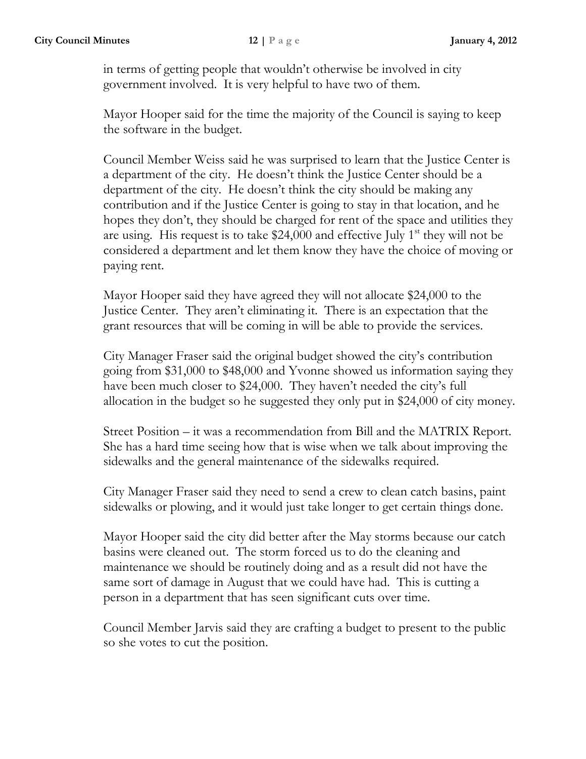in terms of getting people that wouldn't otherwise be involved in city government involved. It is very helpful to have two of them.

Mayor Hooper said for the time the majority of the Council is saying to keep the software in the budget.

Council Member Weiss said he was surprised to learn that the Justice Center is a department of the city. He doesn't think the Justice Center should be a department of the city. He doesn't think the city should be making any contribution and if the Justice Center is going to stay in that location, and he hopes they don't, they should be charged for rent of the space and utilities they are using. His request is to take $24,000 and effective July 1st they will not be considered a department and let them know they have the choice of moving or paying rent.

Mayor Hooper said they have agreed they will not allocate $24,000 to the Justice Center. They aren't eliminating it. There is an expectation that the grant resources that will be coming in will be able to provide the services.

City Manager Fraser said the original budget showed the city's contribution going from $31,000 to $48,000 and Yvonne showed us information saying they have been much closer to $24,000. They haven't needed the city's full allocation in the budget so he suggested they only put in $24,000 of city money.

Street Position – it was a recommendation from Bill and the MATRIX Report. She has a hard time seeing how that is wise when we talk about improving the sidewalks and the general maintenance of the sidewalks required.

City Manager Fraser said they need to send a crew to clean catch basins, paint sidewalks or plowing, and it would just take longer to get certain things done.

Mayor Hooper said the city did better after the May storms because our catch basins were cleaned out. The storm forced us to do the cleaning and maintenance we should be routinely doing and as a result did not have the same sort of damage in August that we could have had. This is cutting a person in a department that has seen significant cuts over time.

Council Member Jarvis said they are crafting a budget to present to the public so she votes to cut the position.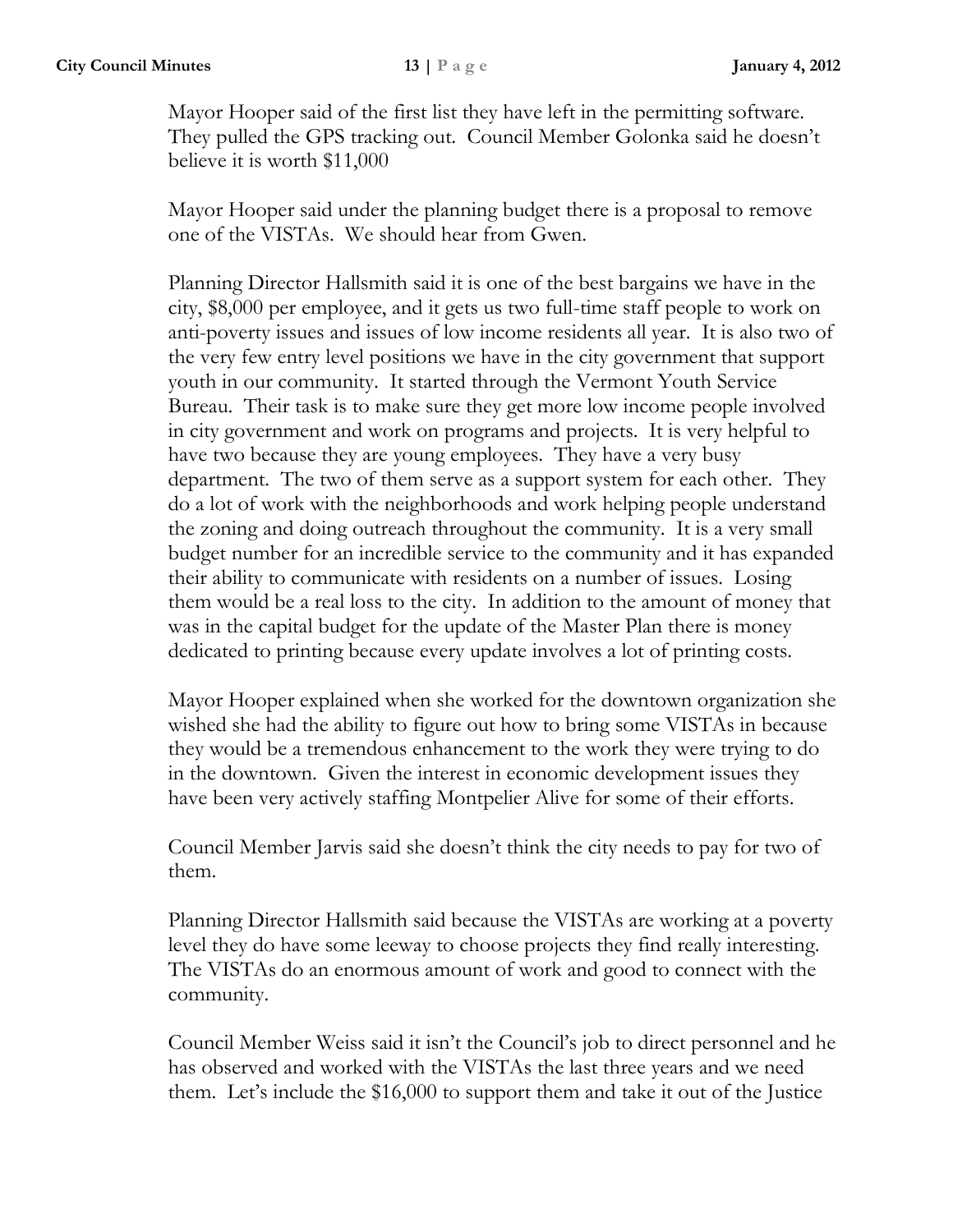Mayor Hooper said of the first list they have left in the permitting software. They pulled the GPS tracking out. Council Member Golonka said he doesn't believe it is worth $11,000

Mayor Hooper said under the planning budget there is a proposal to remove one of the VISTAs. We should hear from Gwen.

Planning Director Hallsmith said it is one of the best bargains we have in the city, $8,000 per employee, and it gets us two full-time staff people to work on anti-poverty issues and issues of low income residents all year. It is also two of the very few entry level positions we have in the city government that support youth in our community. It started through the Vermont Youth Service Bureau. Their task is to make sure they get more low income people involved in city government and work on programs and projects. It is very helpful to have two because they are young employees. They have a very busy department. The two of them serve as a support system for each other. They do a lot of work with the neighborhoods and work helping people understand the zoning and doing outreach throughout the community. It is a very small budget number for an incredible service to the community and it has expanded their ability to communicate with residents on a number of issues. Losing them would be a real loss to the city. In addition to the amount of money that was in the capital budget for the update of the Master Plan there is money dedicated to printing because every update involves a lot of printing costs.

Mayor Hooper explained when she worked for the downtown organization she wished she had the ability to figure out how to bring some VISTAs in because they would be a tremendous enhancement to the work they were trying to do in the downtown. Given the interest in economic development issues they have been very actively staffing Montpelier Alive for some of their efforts.

Council Member Jarvis said she doesn't think the city needs to pay for two of them.

Planning Director Hallsmith said because the VISTAs are working at a poverty level they do have some leeway to choose projects they find really interesting. The VISTAs do an enormous amount of work and good to connect with the community.

Council Member Weiss said it isn't the Council's job to direct personnel and he has observed and worked with the VISTAs the last three years and we need them. Let's include the $16,000 to support them and take it out of the Justice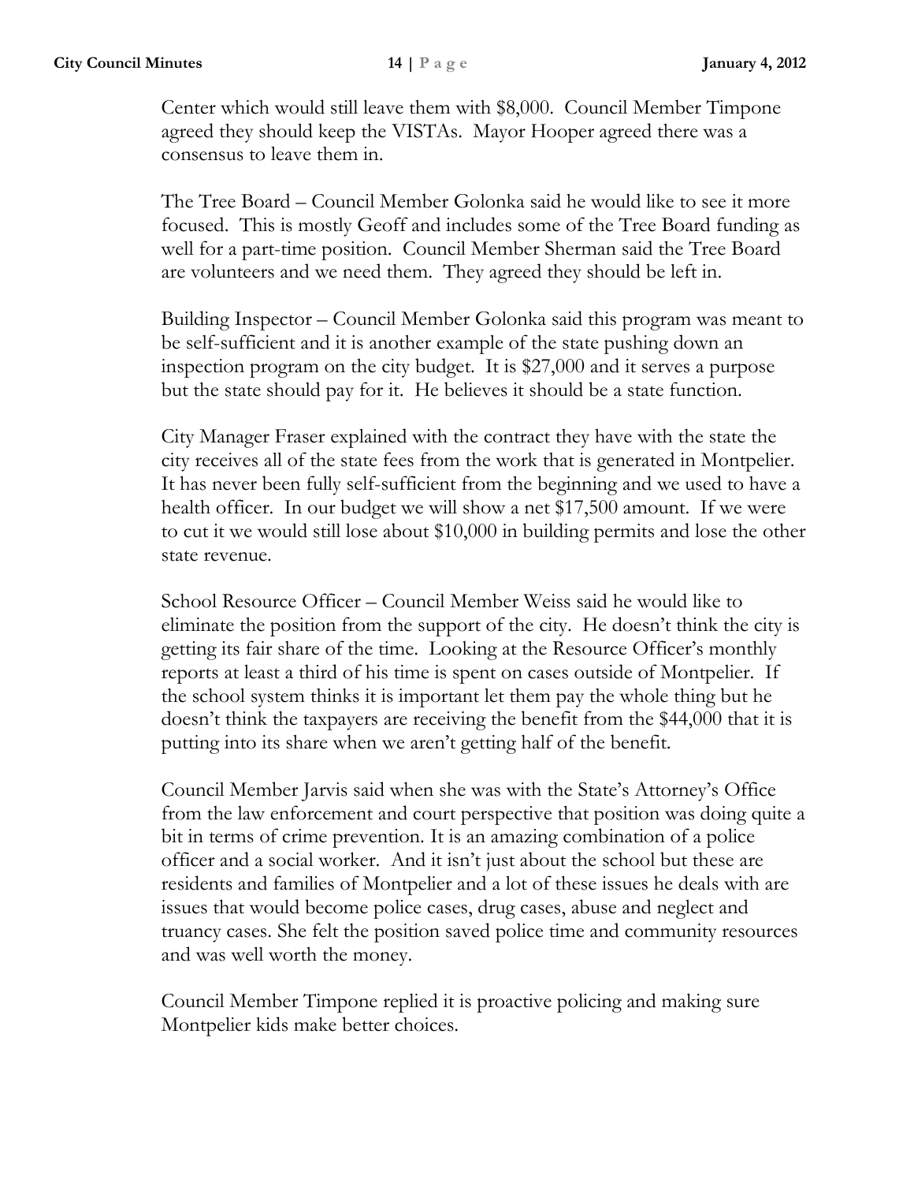Center which would still leave them with $8,000. Council Member Timpone agreed they should keep the VISTAs. Mayor Hooper agreed there was a consensus to leave them in.

The Tree Board – Council Member Golonka said he would like to see it more focused. This is mostly Geoff and includes some of the Tree Board funding as well for a part-time position. Council Member Sherman said the Tree Board are volunteers and we need them. They agreed they should be left in.

Building Inspector – Council Member Golonka said this program was meant to be self-sufficient and it is another example of the state pushing down an inspection program on the city budget. It is $27,000 and it serves a purpose but the state should pay for it. He believes it should be a state function.

City Manager Fraser explained with the contract they have with the state the city receives all of the state fees from the work that is generated in Montpelier. It has never been fully self-sufficient from the beginning and we used to have a health officer. In our budget we will show a net $17,500 amount. If we were to cut it we would still lose about $10,000 in building permits and lose the other state revenue.

School Resource Officer – Council Member Weiss said he would like to eliminate the position from the support of the city. He doesn't think the city is getting its fair share of the time. Looking at the Resource Officer's monthly reports at least a third of his time is spent on cases outside of Montpelier. If the school system thinks it is important let them pay the whole thing but he doesn't think the taxpayers are receiving the benefit from the $44,000 that it is putting into its share when we aren't getting half of the benefit.

Council Member Jarvis said when she was with the State's Attorney's Office from the law enforcement and court perspective that position was doing quite a bit in terms of crime prevention. It is an amazing combination of a police officer and a social worker. And it isn't just about the school but these are residents and families of Montpelier and a lot of these issues he deals with are issues that would become police cases, drug cases, abuse and neglect and truancy cases. She felt the position saved police time and community resources and was well worth the money.

Council Member Timpone replied it is proactive policing and making sure Montpelier kids make better choices.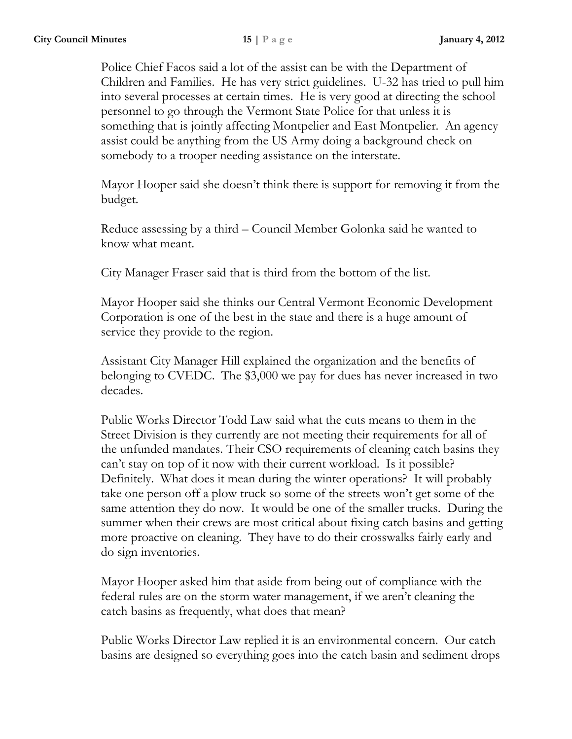Police Chief Facos said a lot of the assist can be with the Department of Children and Families. He has very strict guidelines. U-32 has tried to pull him into several processes at certain times. He is very good at directing the school personnel to go through the Vermont State Police for that unless it is something that is jointly affecting Montpelier and East Montpelier. An agency assist could be anything from the US Army doing a background check on somebody to a trooper needing assistance on the interstate.

Mayor Hooper said she doesn't think there is support for removing it from the budget.

Reduce assessing by a third – Council Member Golonka said he wanted to know what meant.

City Manager Fraser said that is third from the bottom of the list.

Mayor Hooper said she thinks our Central Vermont Economic Development Corporation is one of the best in the state and there is a huge amount of service they provide to the region.

Assistant City Manager Hill explained the organization and the benefits of belonging to CVEDC. The $3,000 we pay for dues has never increased in two decades.

Public Works Director Todd Law said what the cuts means to them in the Street Division is they currently are not meeting their requirements for all of the unfunded mandates. Their CSO requirements of cleaning catch basins they can't stay on top of it now with their current workload. Is it possible? Definitely. What does it mean during the winter operations? It will probably take one person off a plow truck so some of the streets won't get some of the same attention they do now. It would be one of the smaller trucks. During the summer when their crews are most critical about fixing catch basins and getting more proactive on cleaning. They have to do their crosswalks fairly early and do sign inventories.

Mayor Hooper asked him that aside from being out of compliance with the federal rules are on the storm water management, if we aren't cleaning the catch basins as frequently, what does that mean?

Public Works Director Law replied it is an environmental concern. Our catch basins are designed so everything goes into the catch basin and sediment drops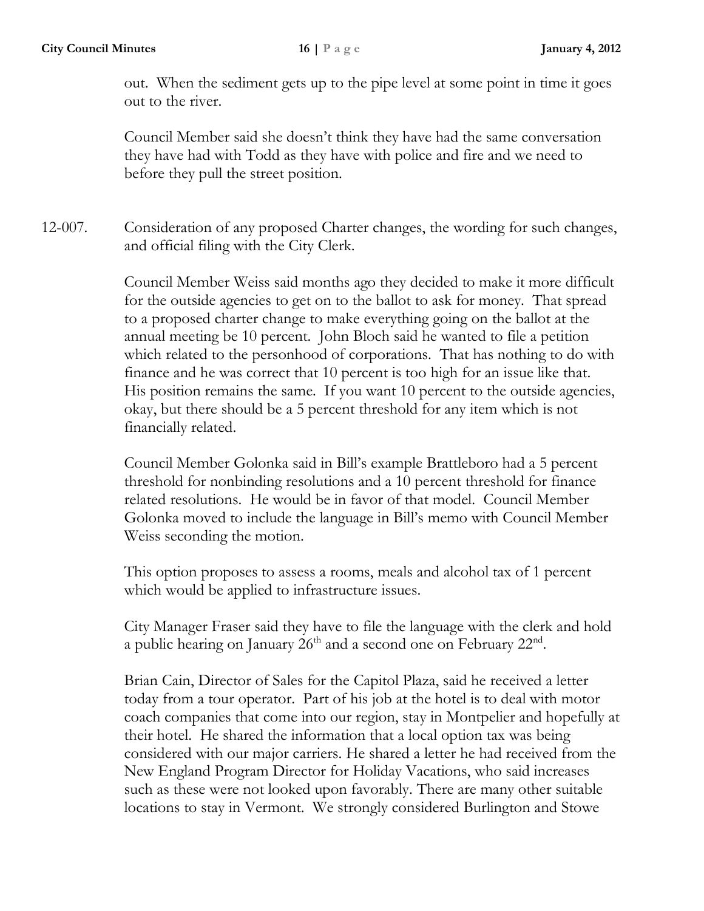out. When the sediment gets up to the pipe level at some point in time it goes out to the river.

Council Member said she doesn't think they have had the same conversation they have had with Todd as they have with police and fire and we need to before they pull the street position.

12-007. Consideration of any proposed Charter changes, the wording for such changes, and official filing with the City Clerk.

Council Member Weiss said months ago they decided to make it more difficult for the outside agencies to get on to the ballot to ask for money. That spread to a proposed charter change to make everything going on the ballot at the annual meeting be 10 percent. John Bloch said he wanted to file a petition which related to the personhood of corporations. That has nothing to do with finance and he was correct that 10 percent is too high for an issue like that. His position remains the same. If you want 10 percent to the outside agencies, okay, but there should be a 5 percent threshold for any item which is not financially related.

Council Member Golonka said in Bill's example Brattleboro had a 5 percent threshold for nonbinding resolutions and a 10 percent threshold for finance related resolutions. He would be in favor of that model. Council Member Golonka moved to include the language in Bill's memo with Council Member Weiss seconding the motion.

This option proposes to assess a rooms, meals and alcohol tax of 1 percent which would be applied to infrastructure issues.

City Manager Fraser said they have to file the language with the clerk and hold a public hearing on January 26th and a second one on February 22nd.

Brian Cain, Director of Sales for the Capitol Plaza, said he received a letter today from a tour operator. Part of his job at the hotel is to deal with motor coach companies that come into our region, stay in Montpelier and hopefully at their hotel. He shared the information that a local option tax was being considered with our major carriers. He shared a letter he had received from the New England Program Director for Holiday Vacations, who said increases such as these were not looked upon favorably. There are many other suitable locations to stay in Vermont. We strongly considered Burlington and Stowe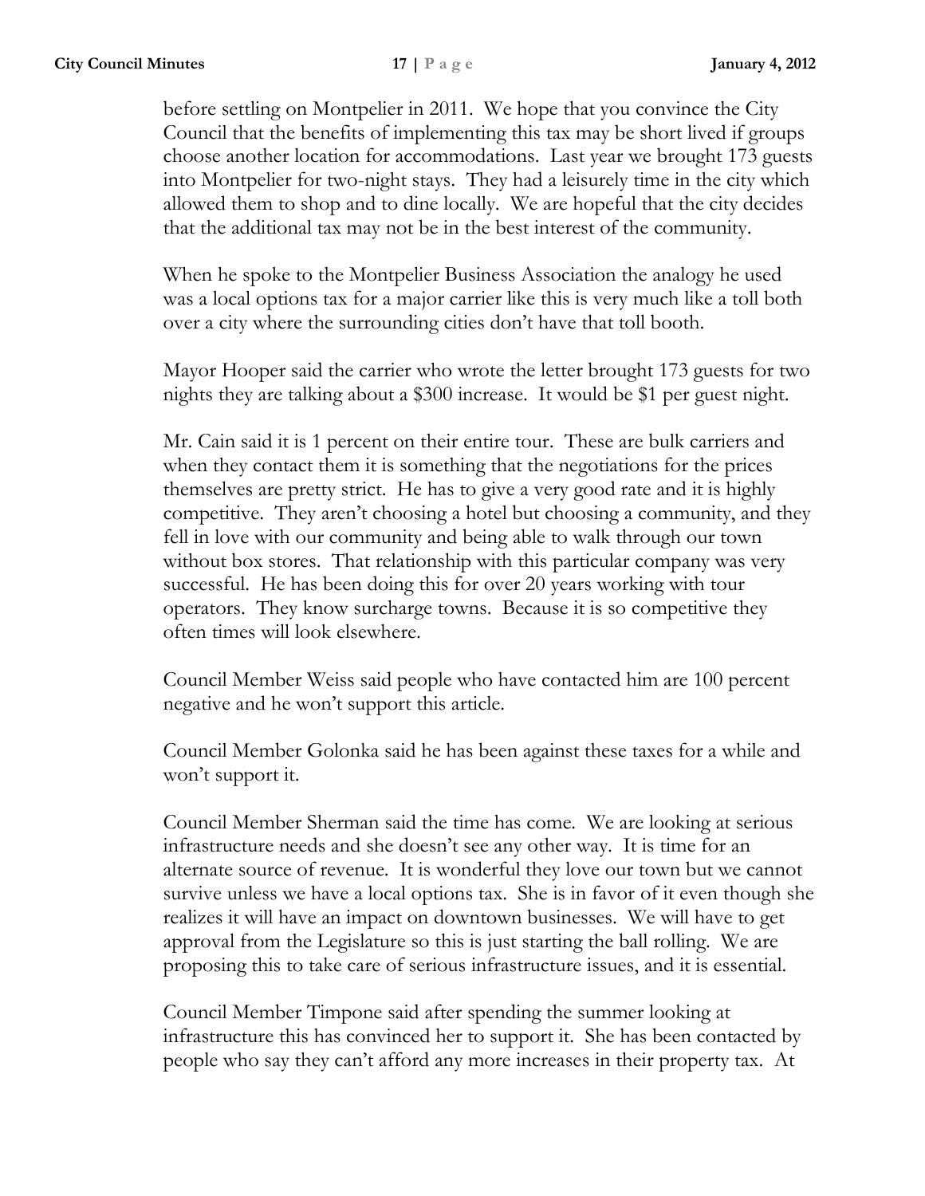before settling on Montpelier in 2011. We hope that you convince the City Council that the benefits of implementing this tax may be short lived if groups choose another location for accommodations. Last year we brought 173 guests into Montpelier for two-night stays. They had a leisurely time in the city which allowed them to shop and to dine locally. We are hopeful that the city decides that the additional tax may not be in the best interest of the community.

When he spoke to the Montpelier Business Association the analogy he used was a local options tax for a major carrier like this is very much like a toll both over a city where the surrounding cities don't have that toll booth.

Mayor Hooper said the carrier who wrote the letter brought 173 guests for two nights they are talking about a $300 increase. It would be $1 per guest night.

Mr. Cain said it is 1 percent on their entire tour. These are bulk carriers and when they contact them it is something that the negotiations for the prices themselves are pretty strict. He has to give a very good rate and it is highly competitive. They aren't choosing a hotel but choosing a community, and they fell in love with our community and being able to walk through our town without box stores. That relationship with this particular company was very successful. He has been doing this for over 20 years working with tour operators. They know surcharge towns. Because it is so competitive they often times will look elsewhere.

Council Member Weiss said people who have contacted him are 100 percent negative and he won't support this article.

Council Member Golonka said he has been against these taxes for a while and won't support it.

Council Member Sherman said the time has come. We are looking at serious infrastructure needs and she doesn't see any other way. It is time for an alternate source of revenue. It is wonderful they love our town but we cannot survive unless we have a local options tax. She is in favor of it even though she realizes it will have an impact on downtown businesses. We will have to get approval from the Legislature so this is just starting the ball rolling. We are proposing this to take care of serious infrastructure issues, and it is essential.

Council Member Timpone said after spending the summer looking at infrastructure this has convinced her to support it. She has been contacted by people who say they can't afford any more increases in their property tax. At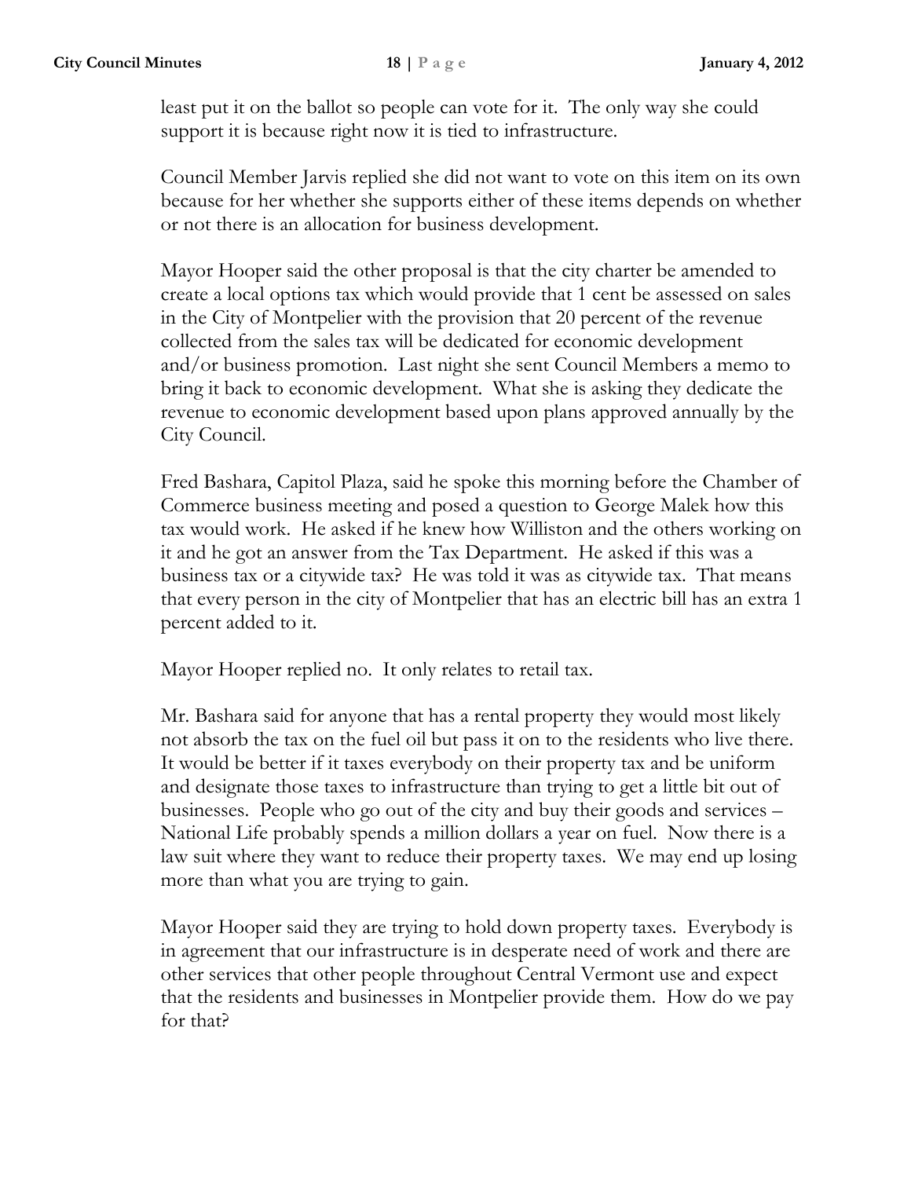least put it on the ballot so people can vote for it. The only way she could support it is because right now it is tied to infrastructure.

Council Member Jarvis replied she did not want to vote on this item on its own because for her whether she supports either of these items depends on whether or not there is an allocation for business development.

Mayor Hooper said the other proposal is that the city charter be amended to create a local options tax which would provide that 1 cent be assessed on sales in the City of Montpelier with the provision that 20 percent of the revenue collected from the sales tax will be dedicated for economic development and/or business promotion. Last night she sent Council Members a memo to bring it back to economic development. What she is asking they dedicate the revenue to economic development based upon plans approved annually by the City Council.

Fred Bashara, Capitol Plaza, said he spoke this morning before the Chamber of Commerce business meeting and posed a question to George Malek how this tax would work. He asked if he knew how Williston and the others working on it and he got an answer from the Tax Department. He asked if this was a business tax or a citywide tax? He was told it was as citywide tax. That means that every person in the city of Montpelier that has an electric bill has an extra 1 percent added to it.

Mayor Hooper replied no. It only relates to retail tax.

Mr. Bashara said for anyone that has a rental property they would most likely not absorb the tax on the fuel oil but pass it on to the residents who live there. It would be better if it taxes everybody on their property tax and be uniform and designate those taxes to infrastructure than trying to get a little bit out of businesses. People who go out of the city and buy their goods and services – National Life probably spends a million dollars a year on fuel. Now there is a law suit where they want to reduce their property taxes. We may end up losing more than what you are trying to gain.

Mayor Hooper said they are trying to hold down property taxes. Everybody is in agreement that our infrastructure is in desperate need of work and there are other services that other people throughout Central Vermont use and expect that the residents and businesses in Montpelier provide them. How do we pay for that?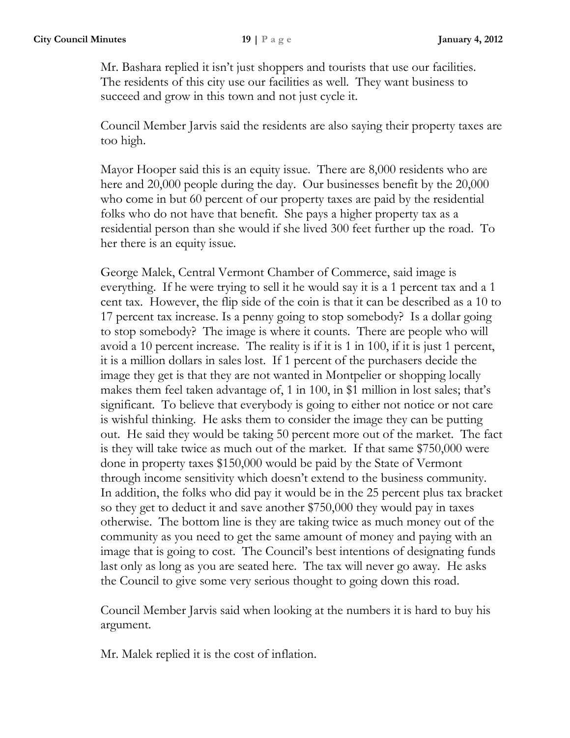Mr. Bashara replied it isn't just shoppers and tourists that use our facilities. The residents of this city use our facilities as well. They want business to succeed and grow in this town and not just cycle it.

Council Member Jarvis said the residents are also saying their property taxes are too high.

Mayor Hooper said this is an equity issue. There are 8,000 residents who are here and 20,000 people during the day. Our businesses benefit by the 20,000 who come in but 60 percent of our property taxes are paid by the residential folks who do not have that benefit. She pays a higher property tax as a residential person than she would if she lived 300 feet further up the road. To her there is an equity issue.

George Malek, Central Vermont Chamber of Commerce, said image is everything. If he were trying to sell it he would say it is a 1 percent tax and a 1 cent tax. However, the flip side of the coin is that it can be described as a 10 to 17 percent tax increase. Is a penny going to stop somebody? Is a dollar going to stop somebody? The image is where it counts. There are people who will avoid a 10 percent increase. The reality is if it is 1 in 100, if it is just 1 percent, it is a million dollars in sales lost. If 1 percent of the purchasers decide the image they get is that they are not wanted in Montpelier or shopping locally makes them feel taken advantage of, 1 in 100, in $1 million in lost sales; that's significant. To believe that everybody is going to either not notice or not care is wishful thinking. He asks them to consider the image they can be putting out. He said they would be taking 50 percent more out of the market. The fact is they will take twice as much out of the market. If that same $750,000 were done in property taxes $150,000 would be paid by the State of Vermont through income sensitivity which doesn't extend to the business community. In addition, the folks who did pay it would be in the 25 percent plus tax bracket so they get to deduct it and save another $750,000 they would pay in taxes otherwise. The bottom line is they are taking twice as much money out of the community as you need to get the same amount of money and paying with an image that is going to cost. The Council's best intentions of designating funds last only as long as you are seated here. The tax will never go away. He asks the Council to give some very serious thought to going down this road.

Council Member Jarvis said when looking at the numbers it is hard to buy his argument.

Mr. Malek replied it is the cost of inflation.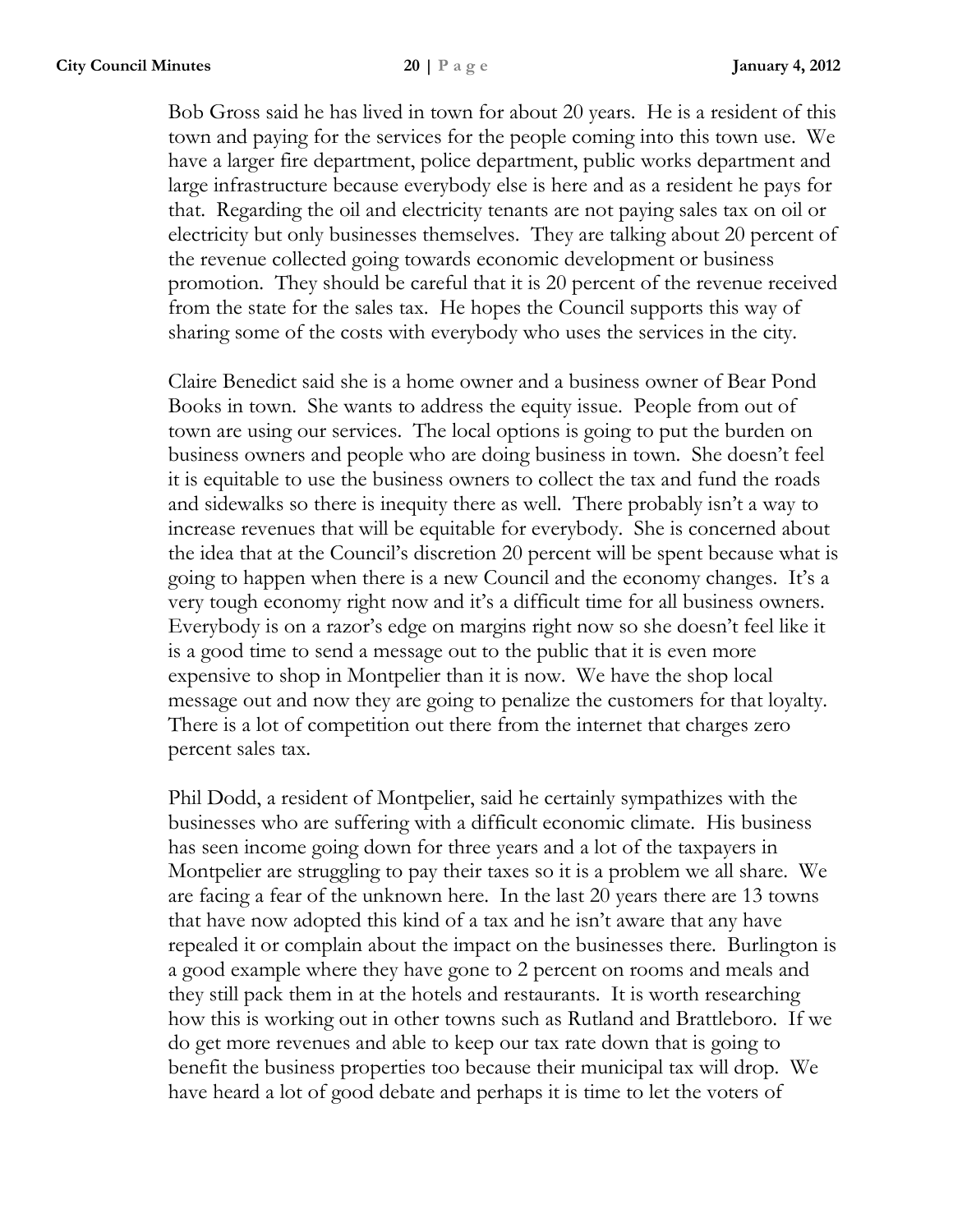Bob Gross said he has lived in town for about 20 years. He is a resident of this town and paying for the services for the people coming into this town use. We have a larger fire department, police department, public works department and large infrastructure because everybody else is here and as a resident he pays for that. Regarding the oil and electricity tenants are not paying sales tax on oil or electricity but only businesses themselves. They are talking about 20 percent of the revenue collected going towards economic development or business promotion. They should be careful that it is 20 percent of the revenue received from the state for the sales tax. He hopes the Council supports this way of sharing some of the costs with everybody who uses the services in the city.

Claire Benedict said she is a home owner and a business owner of Bear Pond Books in town. She wants to address the equity issue. People from out of town are using our services. The local options is going to put the burden on business owners and people who are doing business in town. She doesn't feel it is equitable to use the business owners to collect the tax and fund the roads and sidewalks so there is inequity there as well. There probably isn't a way to increase revenues that will be equitable for everybody. She is concerned about the idea that at the Council's discretion 20 percent will be spent because what is going to happen when there is a new Council and the economy changes. It's a very tough economy right now and it's a difficult time for all business owners. Everybody is on a razor's edge on margins right now so she doesn't feel like it is a good time to send a message out to the public that it is even more expensive to shop in Montpelier than it is now. We have the shop local message out and now they are going to penalize the customers for that loyalty. There is a lot of competition out there from the internet that charges zero percent sales tax.

Phil Dodd, a resident of Montpelier, said he certainly sympathizes with the businesses who are suffering with a difficult economic climate. His business has seen income going down for three years and a lot of the taxpayers in Montpelier are struggling to pay their taxes so it is a problem we all share. We are facing a fear of the unknown here. In the last 20 years there are 13 towns that have now adopted this kind of a tax and he isn't aware that any have repealed it or complain about the impact on the businesses there. Burlington is a good example where they have gone to 2 percent on rooms and meals and they still pack them in at the hotels and restaurants. It is worth researching how this is working out in other towns such as Rutland and Brattleboro. If we do get more revenues and able to keep our tax rate down that is going to benefit the business properties too because their municipal tax will drop. We have heard a lot of good debate and perhaps it is time to let the voters of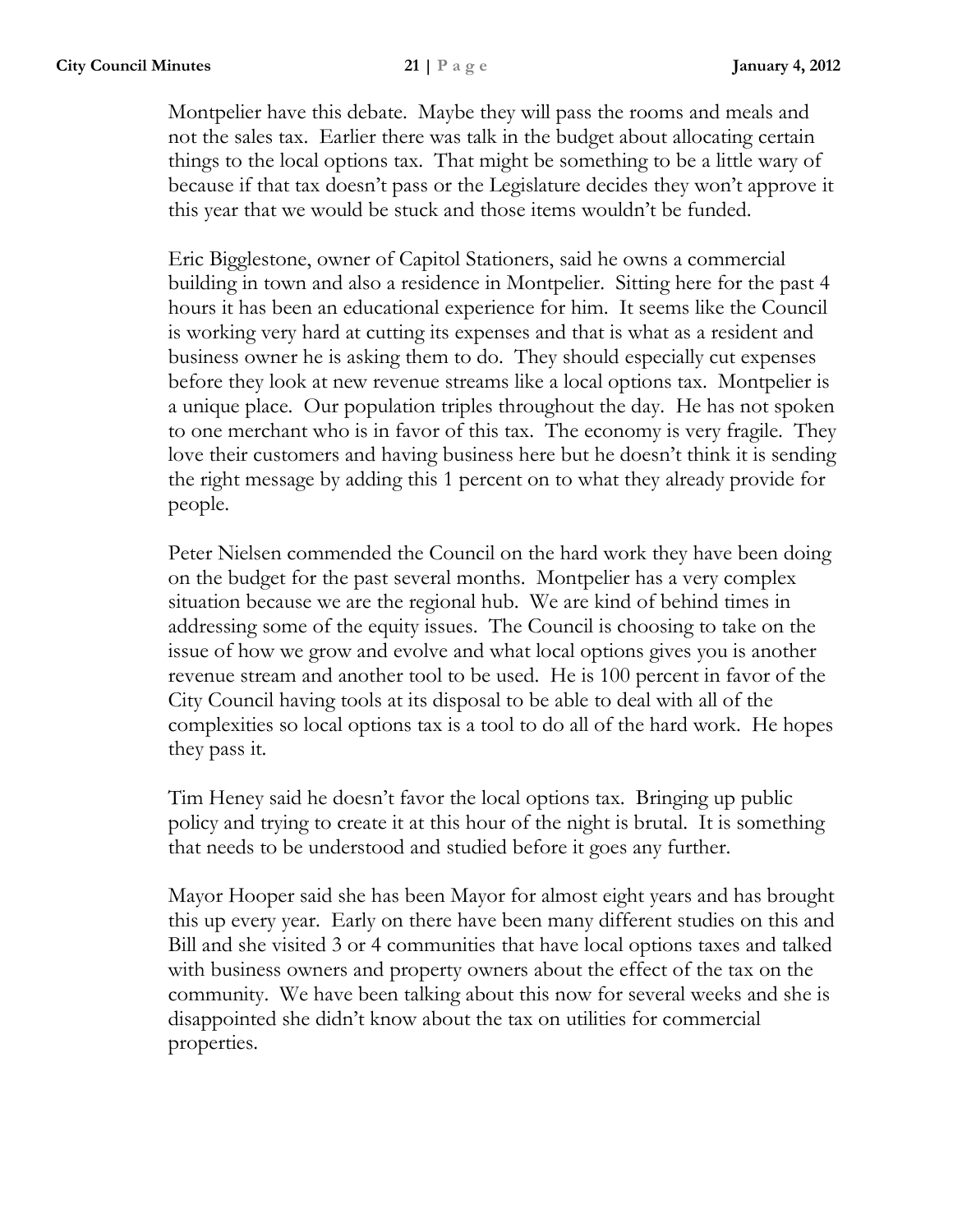Montpelier have this debate. Maybe they will pass the rooms and meals and not the sales tax. Earlier there was talk in the budget about allocating certain things to the local options tax. That might be something to be a little wary of because if that tax doesn't pass or the Legislature decides they won't approve it this year that we would be stuck and those items wouldn't be funded.

Eric Bigglestone, owner of Capitol Stationers, said he owns a commercial building in town and also a residence in Montpelier. Sitting here for the past 4 hours it has been an educational experience for him. It seems like the Council is working very hard at cutting its expenses and that is what as a resident and business owner he is asking them to do. They should especially cut expenses before they look at new revenue streams like a local options tax. Montpelier is a unique place. Our population triples throughout the day. He has not spoken to one merchant who is in favor of this tax. The economy is very fragile. They love their customers and having business here but he doesn't think it is sending the right message by adding this 1 percent on to what they already provide for people.

Peter Nielsen commended the Council on the hard work they have been doing on the budget for the past several months. Montpelier has a very complex situation because we are the regional hub. We are kind of behind times in addressing some of the equity issues. The Council is choosing to take on the issue of how we grow and evolve and what local options gives you is another revenue stream and another tool to be used. He is 100 percent in favor of the City Council having tools at its disposal to be able to deal with all of the complexities so local options tax is a tool to do all of the hard work. He hopes they pass it.

Tim Heney said he doesn't favor the local options tax. Bringing up public policy and trying to create it at this hour of the night is brutal. It is something that needs to be understood and studied before it goes any further.

Mayor Hooper said she has been Mayor for almost eight years and has brought this up every year. Early on there have been many different studies on this and Bill and she visited 3 or 4 communities that have local options taxes and talked with business owners and property owners about the effect of the tax on the community. We have been talking about this now for several weeks and she is disappointed she didn't know about the tax on utilities for commercial properties.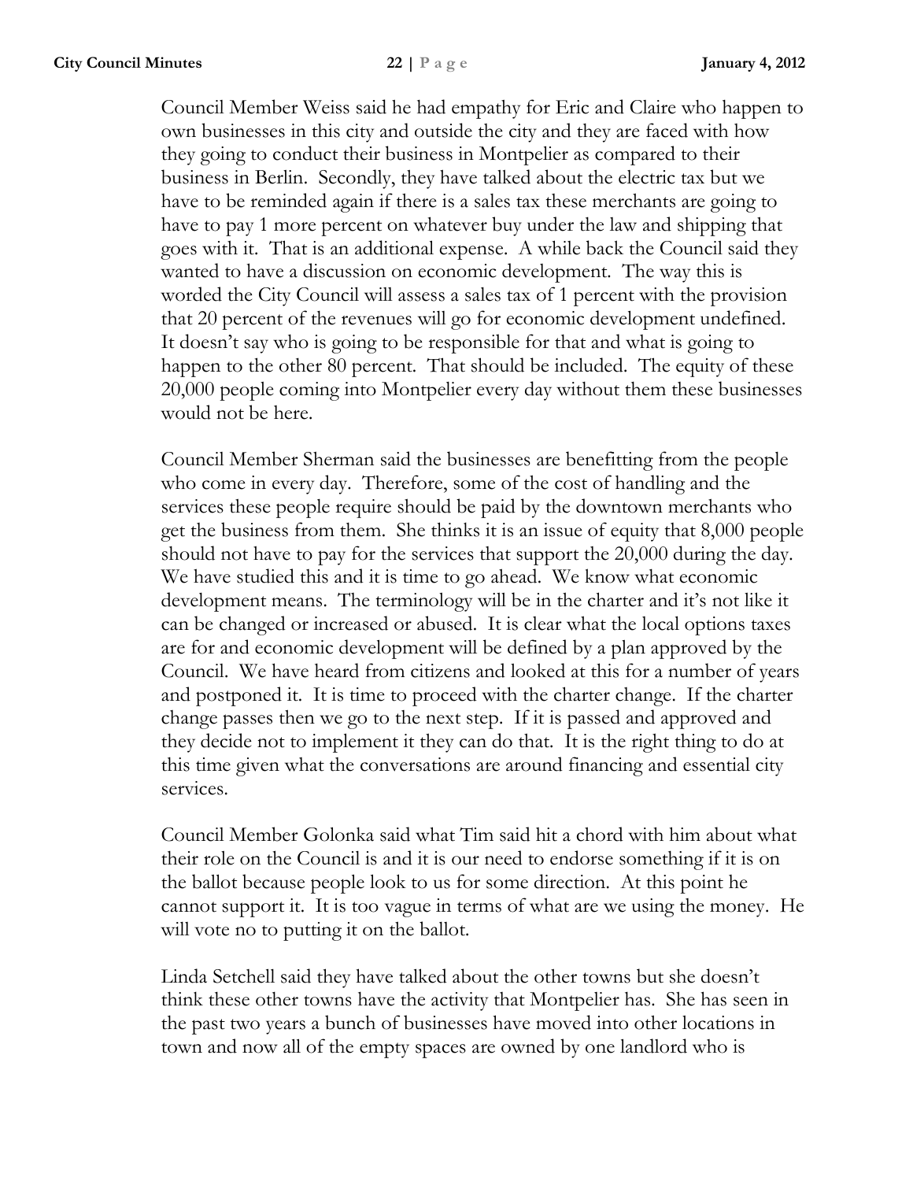Council Member Weiss said he had empathy for Eric and Claire who happen to own businesses in this city and outside the city and they are faced with how they going to conduct their business in Montpelier as compared to their business in Berlin. Secondly, they have talked about the electric tax but we have to be reminded again if there is a sales tax these merchants are going to have to pay 1 more percent on whatever buy under the law and shipping that goes with it. That is an additional expense. A while back the Council said they wanted to have a discussion on economic development. The way this is worded the City Council will assess a sales tax of 1 percent with the provision that 20 percent of the revenues will go for economic development undefined. It doesn't say who is going to be responsible for that and what is going to happen to the other 80 percent. That should be included. The equity of these 20,000 people coming into Montpelier every day without them these businesses would not be here.

Council Member Sherman said the businesses are benefitting from the people who come in every day. Therefore, some of the cost of handling and the services these people require should be paid by the downtown merchants who get the business from them. She thinks it is an issue of equity that 8,000 people should not have to pay for the services that support the 20,000 during the day. We have studied this and it is time to go ahead. We know what economic development means. The terminology will be in the charter and it's not like it can be changed or increased or abused. It is clear what the local options taxes are for and economic development will be defined by a plan approved by the Council. We have heard from citizens and looked at this for a number of years and postponed it. It is time to proceed with the charter change. If the charter change passes then we go to the next step. If it is passed and approved and they decide not to implement it they can do that. It is the right thing to do at this time given what the conversations are around financing and essential city services.

Council Member Golonka said what Tim said hit a chord with him about what their role on the Council is and it is our need to endorse something if it is on the ballot because people look to us for some direction. At this point he cannot support it. It is too vague in terms of what are we using the money. He will vote no to putting it on the ballot.

Linda Setchell said they have talked about the other towns but she doesn't think these other towns have the activity that Montpelier has. She has seen in the past two years a bunch of businesses have moved into other locations in town and now all of the empty spaces are owned by one landlord who is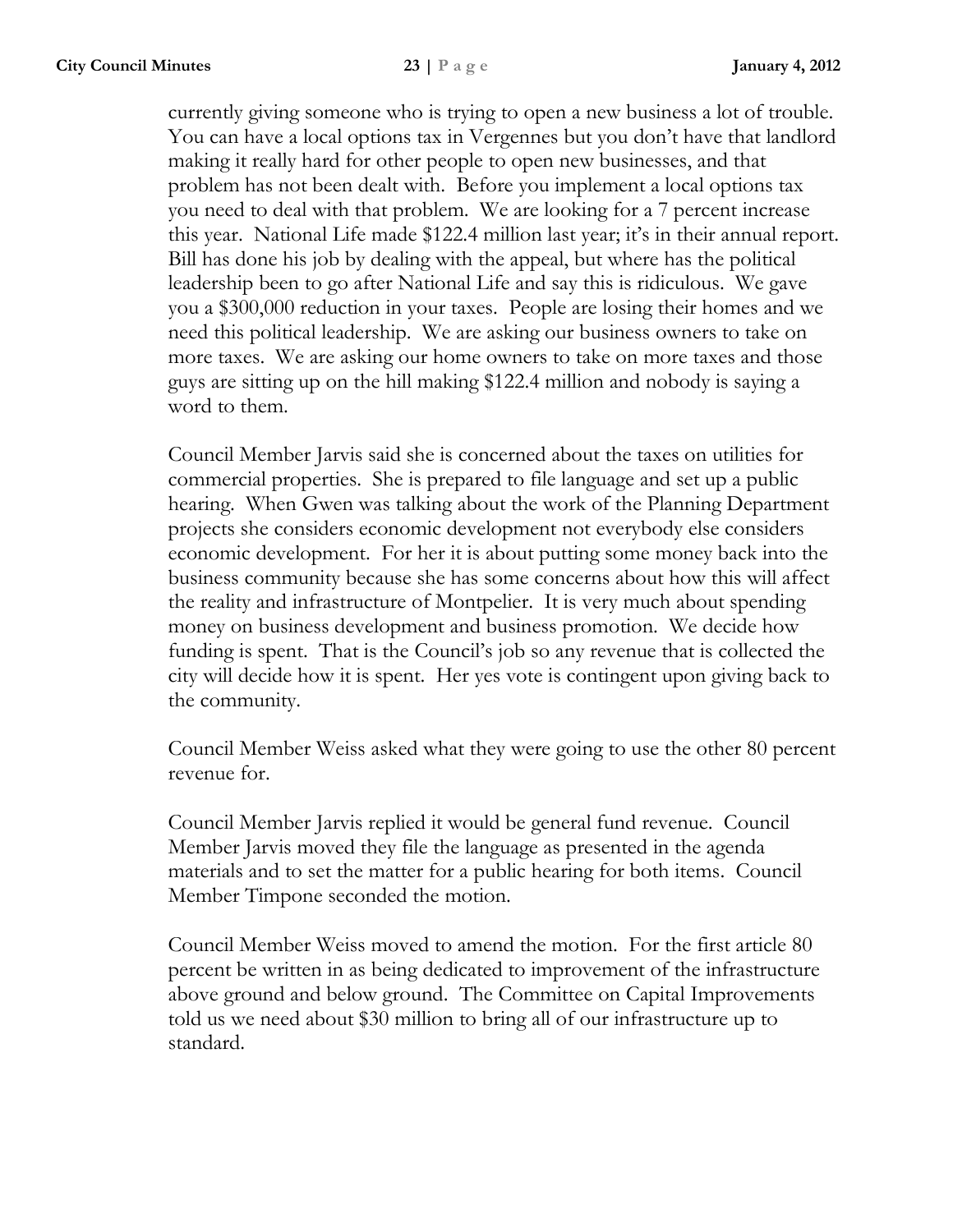currently giving someone who is trying to open a new business a lot of trouble. You can have a local options tax in Vergennes but you don't have that landlord making it really hard for other people to open new businesses, and that problem has not been dealt with. Before you implement a local options tax you need to deal with that problem. We are looking for a 7 percent increase this year. National Life made $122.4 million last year; it's in their annual report. Bill has done his job by dealing with the appeal, but where has the political leadership been to go after National Life and say this is ridiculous. We gave you a $300,000 reduction in your taxes. People are losing their homes and we need this political leadership. We are asking our business owners to take on more taxes. We are asking our home owners to take on more taxes and those guys are sitting up on the hill making $122.4 million and nobody is saying a word to them.

Council Member Jarvis said she is concerned about the taxes on utilities for commercial properties. She is prepared to file language and set up a public hearing. When Gwen was talking about the work of the Planning Department projects she considers economic development not everybody else considers economic development. For her it is about putting some money back into the business community because she has some concerns about how this will affect the reality and infrastructure of Montpelier. It is very much about spending money on business development and business promotion. We decide how funding is spent. That is the Council's job so any revenue that is collected the city will decide how it is spent. Her yes vote is contingent upon giving back to the community.

Council Member Weiss asked what they were going to use the other 80 percent revenue for.

Council Member Jarvis replied it would be general fund revenue. Council Member Jarvis moved they file the language as presented in the agenda materials and to set the matter for a public hearing for both items. Council Member Timpone seconded the motion.

Council Member Weiss moved to amend the motion. For the first article 80 percent be written in as being dedicated to improvement of the infrastructure above ground and below ground. The Committee on Capital Improvements told us we need about $30 million to bring all of our infrastructure up to standard.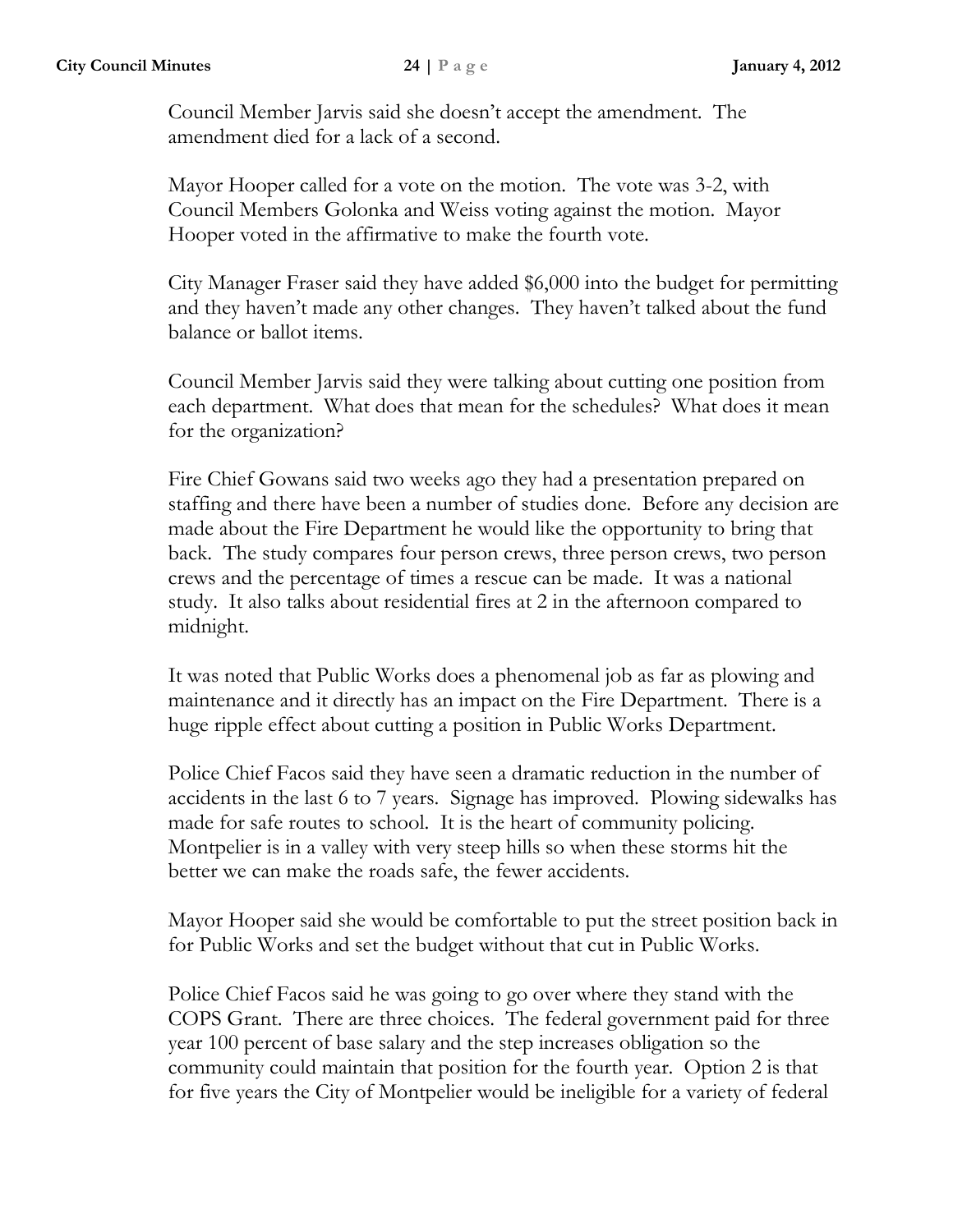Council Member Jarvis said she doesn't accept the amendment. The amendment died for a lack of a second.

Mayor Hooper called for a vote on the motion. The vote was 3-2, with Council Members Golonka and Weiss voting against the motion. Mayor Hooper voted in the affirmative to make the fourth vote.

City Manager Fraser said they have added $6,000 into the budget for permitting and they haven't made any other changes. They haven't talked about the fund balance or ballot items.

Council Member Jarvis said they were talking about cutting one position from each department. What does that mean for the schedules? What does it mean for the organization?

Fire Chief Gowans said two weeks ago they had a presentation prepared on staffing and there have been a number of studies done. Before any decision are made about the Fire Department he would like the opportunity to bring that back. The study compares four person crews, three person crews, two person crews and the percentage of times a rescue can be made. It was a national study. It also talks about residential fires at 2 in the afternoon compared to midnight.

It was noted that Public Works does a phenomenal job as far as plowing and maintenance and it directly has an impact on the Fire Department. There is a huge ripple effect about cutting a position in Public Works Department.

Police Chief Facos said they have seen a dramatic reduction in the number of accidents in the last 6 to 7 years. Signage has improved. Plowing sidewalks has made for safe routes to school. It is the heart of community policing. Montpelier is in a valley with very steep hills so when these storms hit the better we can make the roads safe, the fewer accidents.

Mayor Hooper said she would be comfortable to put the street position back in for Public Works and set the budget without that cut in Public Works.

Police Chief Facos said he was going to go over where they stand with the COPS Grant. There are three choices. The federal government paid for three year 100 percent of base salary and the step increases obligation so the community could maintain that position for the fourth year. Option 2 is that for five years the City of Montpelier would be ineligible for a variety of federal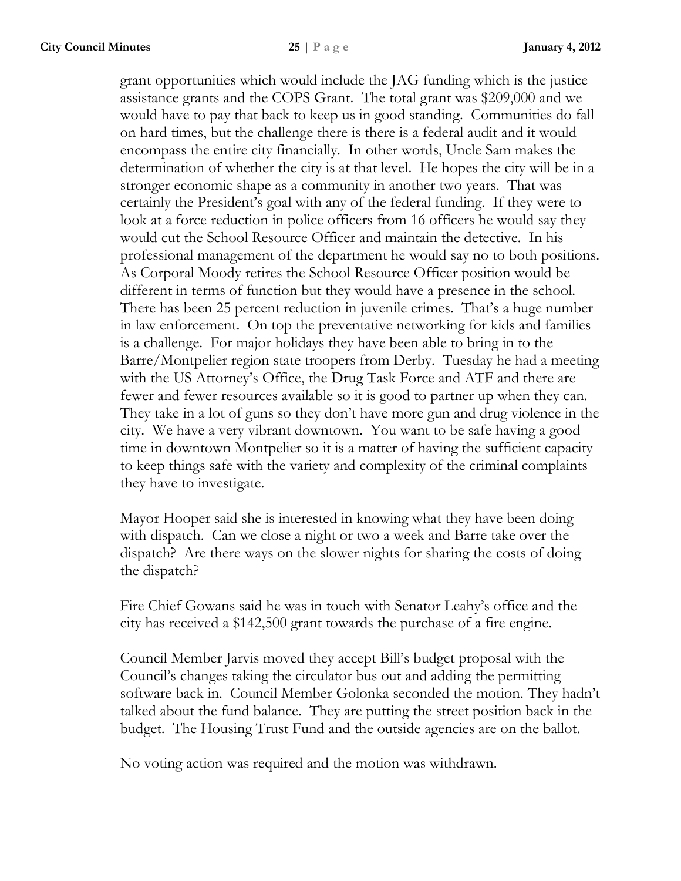grant opportunities which would include the JAG funding which is the justice assistance grants and the COPS Grant. The total grant was $209,000 and we would have to pay that back to keep us in good standing. Communities do fall on hard times, but the challenge there is there is a federal audit and it would encompass the entire city financially. In other words, Uncle Sam makes the determination of whether the city is at that level. He hopes the city will be in a stronger economic shape as a community in another two years. That was certainly the President's goal with any of the federal funding. If they were to look at a force reduction in police officers from 16 officers he would say they would cut the School Resource Officer and maintain the detective. In his professional management of the department he would say no to both positions. As Corporal Moody retires the School Resource Officer position would be different in terms of function but they would have a presence in the school. There has been 25 percent reduction in juvenile crimes. That's a huge number in law enforcement. On top the preventative networking for kids and families is a challenge. For major holidays they have been able to bring in to the Barre/Montpelier region state troopers from Derby. Tuesday he had a meeting with the US Attorney's Office, the Drug Task Force and ATF and there are fewer and fewer resources available so it is good to partner up when they can. They take in a lot of guns so they don't have more gun and drug violence in the city. We have a very vibrant downtown. You want to be safe having a good time in downtown Montpelier so it is a matter of having the sufficient capacity to keep things safe with the variety and complexity of the criminal complaints they have to investigate.

Mayor Hooper said she is interested in knowing what they have been doing with dispatch. Can we close a night or two a week and Barre take over the dispatch? Are there ways on the slower nights for sharing the costs of doing the dispatch?

Fire Chief Gowans said he was in touch with Senator Leahy's office and the city has received a $142,500 grant towards the purchase of a fire engine.

Council Member Jarvis moved they accept Bill's budget proposal with the Council's changes taking the circulator bus out and adding the permitting software back in. Council Member Golonka seconded the motion. They hadn't talked about the fund balance. They are putting the street position back in the budget. The Housing Trust Fund and the outside agencies are on the ballot.

No voting action was required and the motion was withdrawn.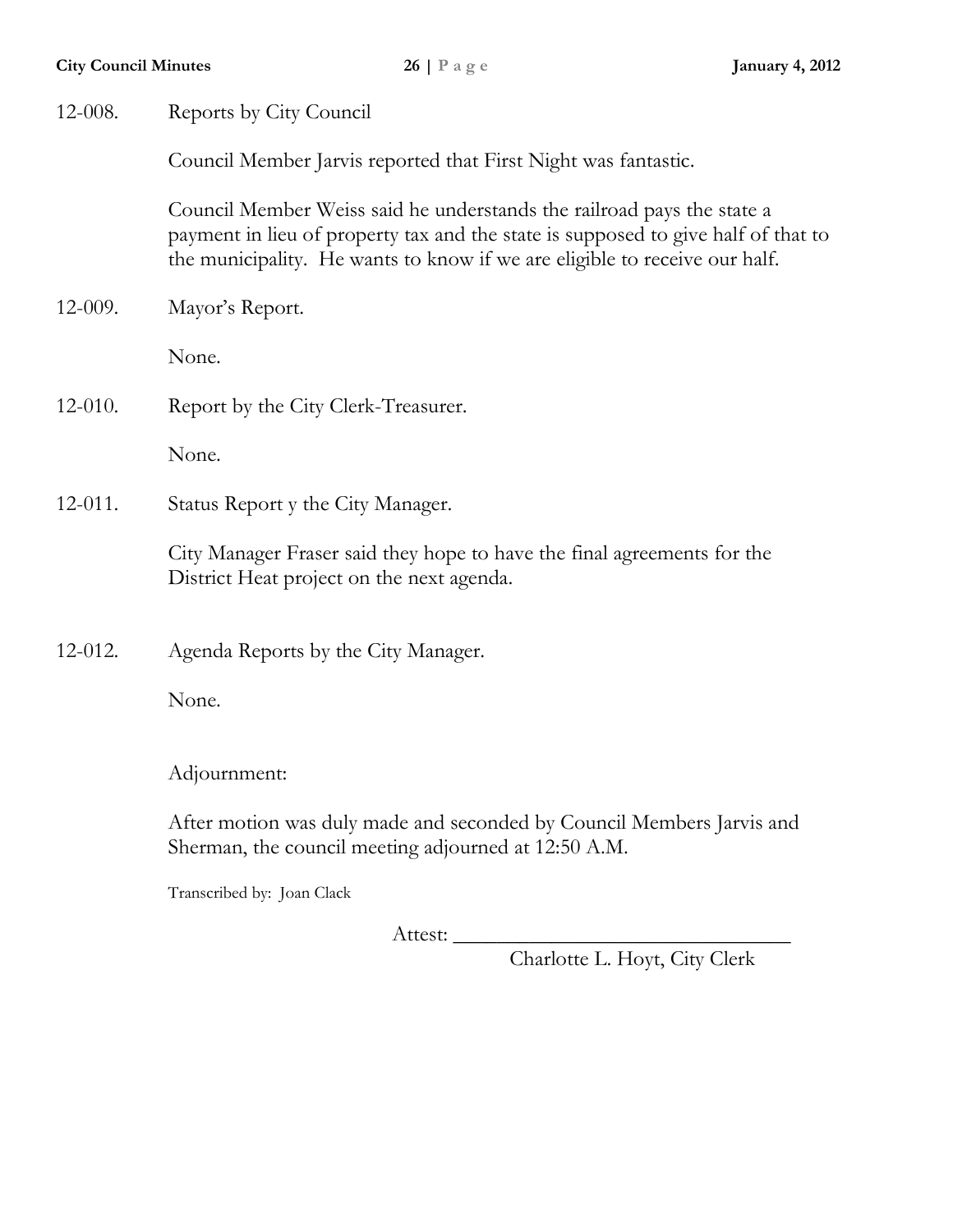12-008. Reports by City Council

Council Member Jarvis reported that First Night was fantastic.

Council Member Weiss said he understands the railroad pays the state a payment in lieu of property tax and the state is supposed to give half of that to the municipality. He wants to know if we are eligible to receive our half.

12-009. Mayor's Report.

None.

12-010. Report by the City Clerk-Treasurer.

None.

12-011. Status Report y the City Manager.

City Manager Fraser said they hope to have the final agreements for the District Heat project on the next agenda.

12-012. Agenda Reports by the City Manager.

None.

Adjournment:

After motion was duly made and seconded by Council Members Jarvis and Sherman, the council meeting adjourned at 12:50 A.M.

Transcribed by: Joan Clack

Attest: ______________________________

Charlotte L. Hoyt, City Clerk